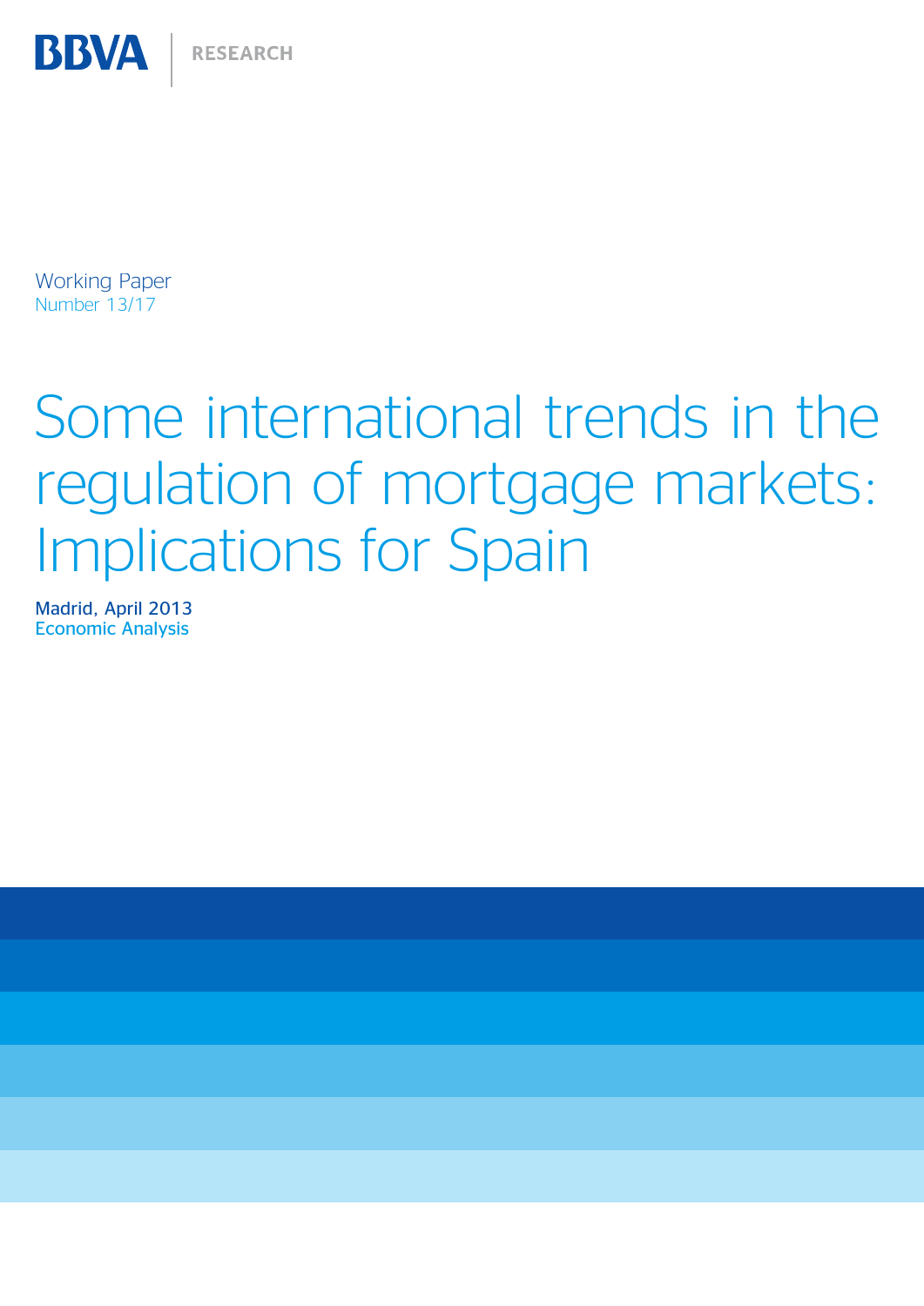BBVA | RESEARCH

Working Paper
Number 13/17

# Some international trends in the regulation of mortgage markets: Implications for Spain

Madrid, April 2013
Economic Analysis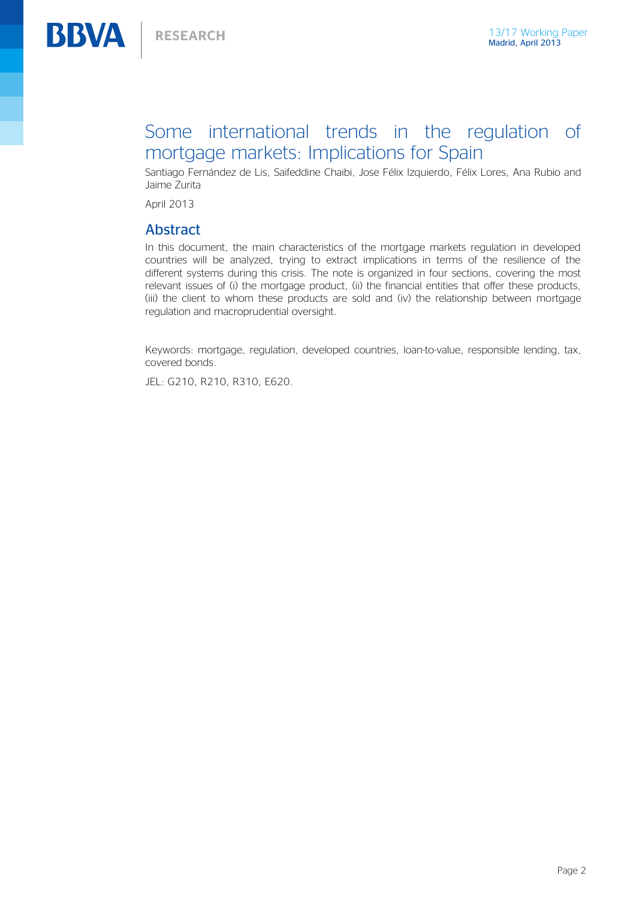# Some international trends in the regulation of mortgage markets: Implications for Spain

Santiago Fernández de Lis, Saifeddine Chaibi, Jose Félix Izquierdo, Félix Lores, Ana Rubio and Jaime Zurita

April 2013

## Abstract

In this document, the main characteristics of the mortgage markets regulation in developed countries will be analyzed, trying to extract implications in terms of the resilience of the different systems during this crisis. The note is organized in four sections, covering the most relevant issues of (i) the mortgage product, (ii) the financial entities that offer these products, (iii) the client to whom these products are sold and (iv) the relationship between mortgage regulation and macroprudential oversight.

Keywords: mortgage, regulation, developed countries, loan-to-value, responsible lending, tax, covered bonds.

JEL: G210, R210, R310, E620.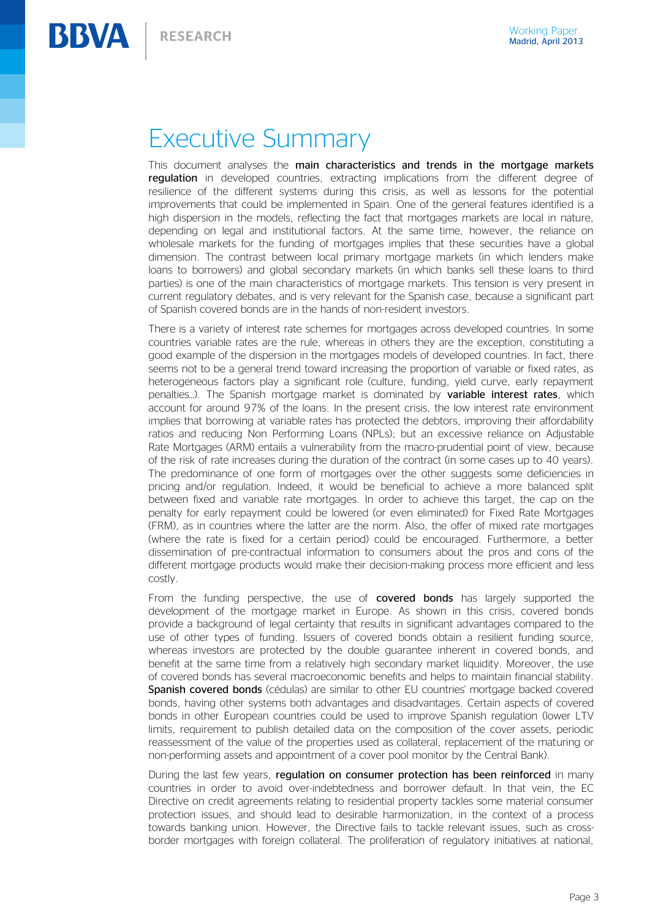# Executive Summary

This document analyses the **main characteristics and trends in the mortgage markets regulation** in developed countries, extracting implications from the different degree of resilience of the different systems during this crisis, as well as lessons for the potential improvements that could be implemented in Spain. One of the general features identified is a high dispersion in the models, reflecting the fact that mortgages markets are local in nature, depending on legal and institutional factors. At the same time, however, the reliance on wholesale markets for the funding of mortgages implies that these securities have a global dimension. The contrast between local primary mortgage markets (in which lenders make loans to borrowers) and global secondary markets (in which banks sell these loans to third parties) is one of the main characteristics of mortgage markets. This tension is very present in current regulatory debates, and is very relevant for the Spanish case, because a significant part of Spanish covered bonds are in the hands of non-resident investors.

There is a variety of interest rate schemes for mortgages across developed countries. In some countries variable rates are the rule, whereas in others they are the exception, constituting a good example of the dispersion in the mortgages models of developed countries. In fact, there seems not to be a general trend toward increasing the proportion of variable or fixed rates, as heterogeneous factors play a significant role (culture, funding, yield curve, early repayment penalties…). The Spanish mortgage market is dominated by **variable interest rates**, which account for around 97% of the loans. In the present crisis, the low interest rate environment implies that borrowing at variable rates has protected the debtors, improving their affordability ratios and reducing Non Performing Loans (NPLs); but an excessive reliance on Adjustable Rate Mortgages (ARM) entails a vulnerability from the macro-prudential point of view, because of the risk of rate increases during the duration of the contract (in some cases up to 40 years). The predominance of one form of mortgages over the other suggests some deficiencies in pricing and/or regulation. Indeed, it would be beneficial to achieve a more balanced split between fixed and variable rate mortgages. In order to achieve this target, the cap on the penalty for early repayment could be lowered (or even eliminated) for Fixed Rate Mortgages (FRM), as in countries where the latter are the norm. Also, the offer of mixed rate mortgages (where the rate is fixed for a certain period) could be encouraged. Furthermore, a better dissemination of pre-contractual information to consumers about the pros and cons of the different mortgage products would make their decision-making process more efficient and less costly.

From the funding perspective, the use of **covered bonds** has largely supported the development of the mortgage market in Europe. As shown in this crisis, covered bonds provide a background of legal certainty that results in significant advantages compared to the use of other types of funding. Issuers of covered bonds obtain a resilient funding source, whereas investors are protected by the double guarantee inherent in covered bonds, and benefit at the same time from a relatively high secondary market liquidity. Moreover, the use of covered bonds has several macroeconomic benefits and helps to maintain financial stability. **Spanish covered bonds** (cédulas) are similar to other EU countries' mortgage backed covered bonds, having other systems both advantages and disadvantages. Certain aspects of covered bonds in other European countries could be used to improve Spanish regulation (lower LTV limits, requirement to publish detailed data on the composition of the cover assets, periodic reassessment of the value of the properties used as collateral, replacement of the maturing or non-performing assets and appointment of a cover pool monitor by the Central Bank).

During the last few years, **regulation on consumer protection has been reinforced** in many countries in order to avoid over-indebtedness and borrower default. In that vein, the EC Directive on credit agreements relating to residential property tackles some material consumer protection issues, and should lead to desirable harmonization, in the context of a process towards banking union. However, the Directive fails to tackle relevant issues, such as cross-border mortgages with foreign collateral. The proliferation of regulatory initiatives at national,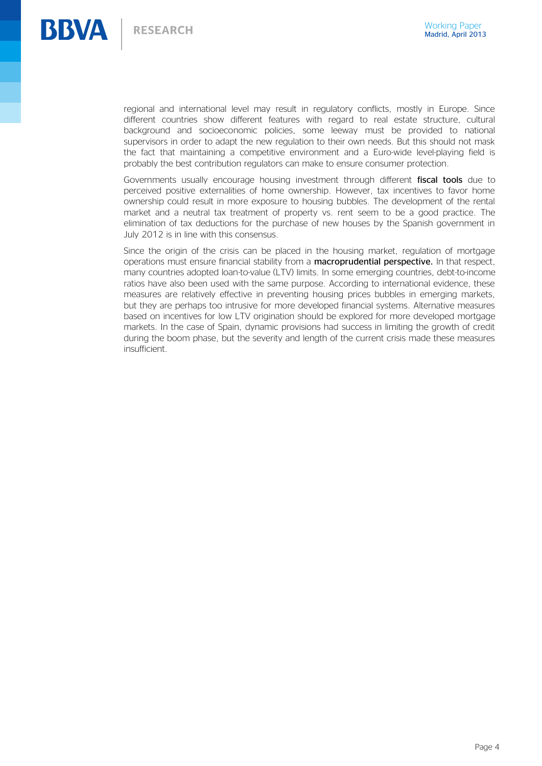regional and international level may result in regulatory conflicts, mostly in Europe. Since different countries show different features with regard to real estate structure, cultural background and socioeconomic policies, some leeway must be provided to national supervisors in order to adapt the new regulation to their own needs. But this should not mask the fact that maintaining a competitive environment and a Euro-wide level-playing field is probably the best contribution regulators can make to ensure consumer protection.

Governments usually encourage housing investment through different **fiscal tools** due to perceived positive externalities of home ownership. However, tax incentives to favor home ownership could result in more exposure to housing bubbles. The development of the rental market and a neutral tax treatment of property vs. rent seem to be a good practice. The elimination of tax deductions for the purchase of new houses by the Spanish government in July 2012 is in line with this consensus.

Since the origin of the crisis can be placed in the housing market, regulation of mortgage operations must ensure financial stability from a **macroprudential perspective.** In that respect, many countries adopted loan-to-value (LTV) limits. In some emerging countries, debt-to-income ratios have also been used with the same purpose. According to international evidence, these measures are relatively effective in preventing housing prices bubbles in emerging markets, but they are perhaps too intrusive for more developed financial systems. Alternative measures based on incentives for low LTV origination should be explored for more developed mortgage markets. In the case of Spain, dynamic provisions had success in limiting the growth of credit during the boom phase, but the severity and length of the current crisis made these measures insufficient.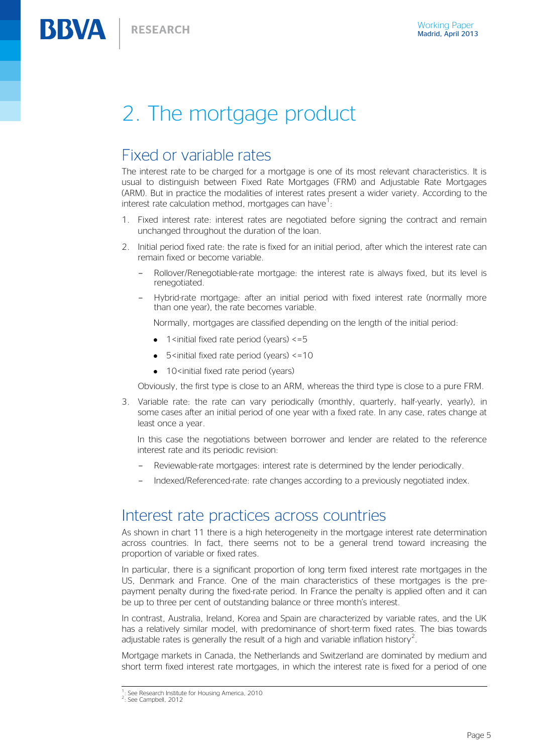# 2. The mortgage product

## Fixed or variable rates

The interest rate to be charged for a mortgage is one of its most relevant characteristics. It is usual to distinguish between Fixed Rate Mortgages (FRM) and Adjustable Rate Mortgages (ARM). But in practice the modalities of interest rates present a wider variety. According to the interest rate calculation method, mortgages can have[1]:

1. Fixed interest rate: interest rates are negotiated before signing the contract and remain unchanged throughout the duration of the loan.

2. Initial period fixed rate: the rate is fixed for an initial period, after which the interest rate can remain fixed or become variable.

   - Rollover/Renegotiable-rate mortgage: the interest rate is always fixed, but its level is renegotiated.
   - Hybrid-rate mortgage: after an initial period with fixed interest rate (normally more than one year), the rate becomes variable.

     Normally, mortgages are classified depending on the length of the initial period:

     - 1<initial fixed rate period (years) <=5
     - 5<initial fixed rate period (years) <=10
     - 10<initial fixed rate period (years)

   Obviously, the first type is close to an ARM, whereas the third type is close to a pure FRM.

3. Variable rate: the rate can vary periodically (monthly, quarterly, half-yearly, yearly), in some cases after an initial period of one year with a fixed rate. In any case, rates change at least once a year.

   In this case the negotiations between borrower and lender are related to the reference interest rate and its periodic revision:

   - Reviewable-rate mortgages: interest rate is determined by the lender periodically.
   - Indexed/Referenced-rate: rate changes according to a previously negotiated index.

## Interest rate practices across countries

As shown in chart 11 there is a high heterogeneity in the mortgage interest rate determination across countries. In fact, there seems not to be a general trend toward increasing the proportion of variable or fixed rates.

In particular, there is a significant proportion of long term fixed interest rate mortgages in the US, Denmark and France. One of the main characteristics of these mortgages is the pre-payment penalty during the fixed-rate period. In France the penalty is applied often and it can be up to three per cent of outstanding balance or three month's interest.

In contrast, Australia, Ireland, Korea and Spain are characterized by variable rates, and the UK has a relatively similar model, with predominance of short-term fixed rates. The bias towards adjustable rates is generally the result of a high and variable inflation history[2].

Mortgage markets in Canada, the Netherlands and Switzerland are dominated by medium and short term fixed interest rate mortgages, in which the interest rate is fixed for a period of one

---

[1]: See Research Institute for Housing America, 2010
[2]: See Campbell, 2012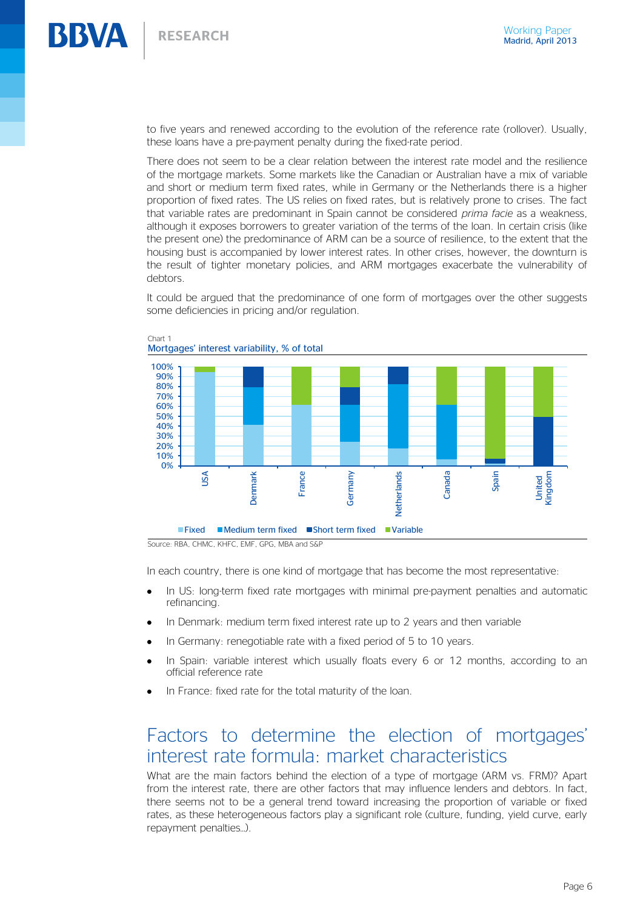to five years and renewed according to the evolution of the reference rate (rollover). Usually, these loans have a pre-payment penalty during the fixed-rate period.

There does not seem to be a clear relation between the interest rate model and the resilience of the mortgage markets. Some markets like the Canadian or Australian have a mix of variable and short or medium term fixed rates, while in Germany or the Netherlands there is a higher proportion of fixed rates. The US relies on fixed rates, but is relatively prone to crises. The fact that variable rates are predominant in Spain cannot be considered *prima facie* as a weakness, although it exposes borrowers to greater variation of the terms of the loan. In certain crisis (like the present one) the predominance of ARM can be a source of resilience, to the extent that the housing bust is accompanied by lower interest rates. In other crises, however, the downturn is the result of tighter monetary policies, and ARM mortgages exacerbate the vulnerability of debtors.

It could be argued that the predominance of one form of mortgages over the other suggests some deficiencies in pricing and/or regulation.

Chart 1
Mortgages' interest variability, % of total

Source: RBA, CHMC, KHFC, EMF, GPG, MBA and S&P

In each country, there is one kind of mortgage that has become the most representative:

- In US: long-term fixed rate mortgages with minimal pre-payment penalties and automatic refinancing.
- In Denmark: medium term fixed interest rate up to 2 years and then variable
- In Germany: renegotiable rate with a fixed period of 5 to 10 years.
- In Spain: variable interest which usually floats every 6 or 12 months, according to an official reference rate
- In France: fixed rate for the total maturity of the loan.

## Factors to determine the election of mortgages' interest rate formula: market characteristics

What are the main factors behind the election of a type of mortgage (ARM vs. FRM)? Apart from the interest rate, there are other factors that may influence lenders and debtors. In fact, there seems not to be a general trend toward increasing the proportion of variable or fixed rates, as these heterogeneous factors play a significant role (culture, funding, yield curve, early repayment penalties…).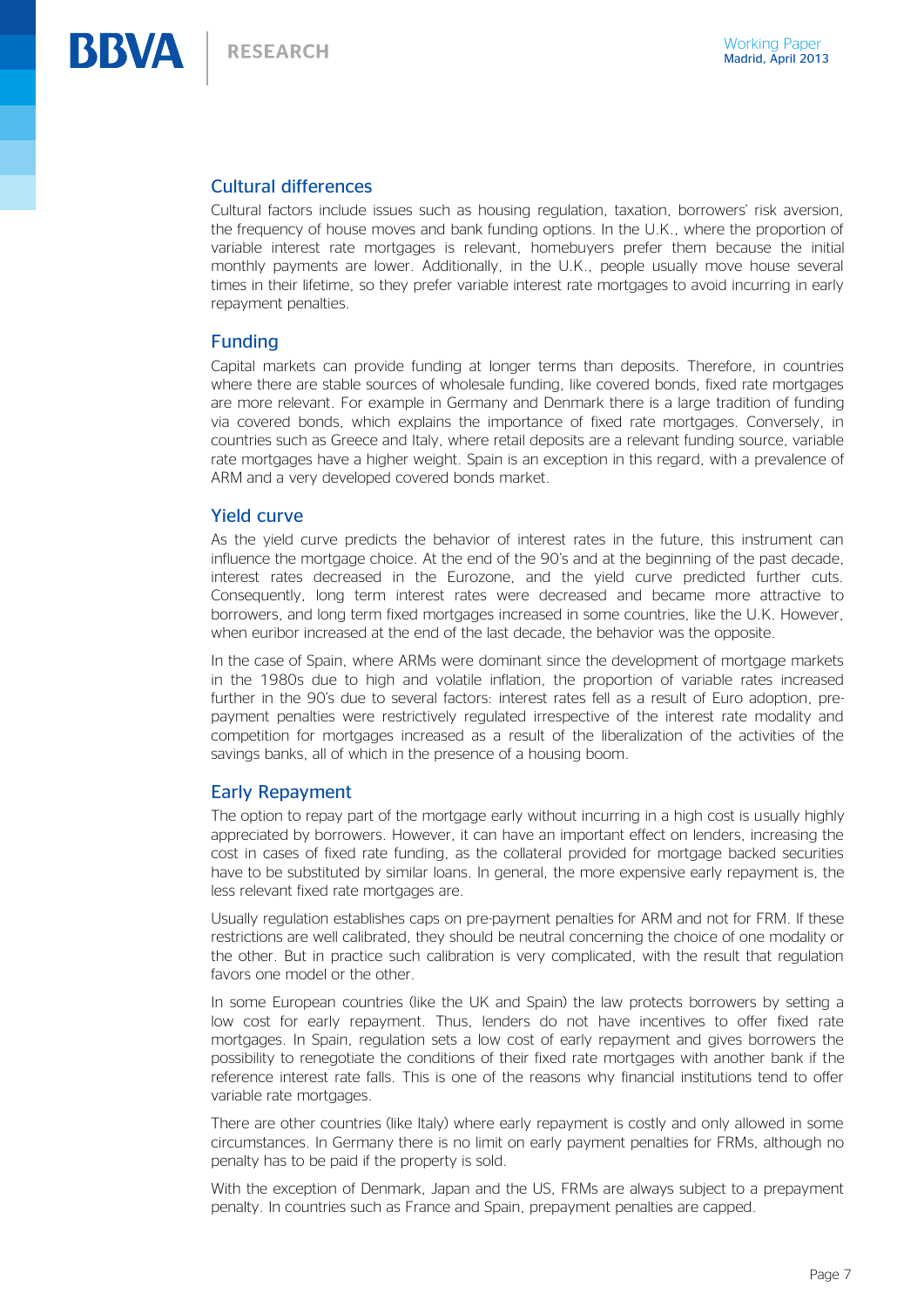## Cultural differences

Cultural factors include issues such as housing regulation, taxation, borrowers' risk aversion, the frequency of house moves and bank funding options. In the U.K., where the proportion of variable interest rate mortgages is relevant, homebuyers prefer them because the initial monthly payments are lower. Additionally, in the U.K., people usually move house several times in their lifetime, so they prefer variable interest rate mortgages to avoid incurring in early repayment penalties.

## Funding

Capital markets can provide funding at longer terms than deposits. Therefore, in countries where there are stable sources of wholesale funding, like covered bonds, fixed rate mortgages are more relevant. For example in Germany and Denmark there is a large tradition of funding via covered bonds, which explains the importance of fixed rate mortgages. Conversely, in countries such as Greece and Italy, where retail deposits are a relevant funding source, variable rate mortgages have a higher weight. Spain is an exception in this regard, with a prevalence of ARM and a very developed covered bonds market.

## Yield curve

As the yield curve predicts the behavior of interest rates in the future, this instrument can influence the mortgage choice. At the end of the 90's and at the beginning of the past decade, interest rates decreased in the Eurozone, and the yield curve predicted further cuts. Consequently, long term interest rates were decreased and became more attractive to borrowers, and long term fixed mortgages increased in some countries, like the U.K. However, when euribor increased at the end of the last decade, the behavior was the opposite.

In the case of Spain, where ARMs were dominant since the development of mortgage markets in the 1980s due to high and volatile inflation, the proportion of variable rates increased further in the 90's due to several factors: interest rates fell as a result of Euro adoption, pre-payment penalties were restrictively regulated irrespective of the interest rate modality and competition for mortgages increased as a result of the liberalization of the activities of the savings banks, all of which in the presence of a housing boom.

## Early Repayment

The option to repay part of the mortgage early without incurring in a high cost is usually highly appreciated by borrowers. However, it can have an important effect on lenders, increasing the cost in cases of fixed rate funding, as the collateral provided for mortgage backed securities have to be substituted by similar loans. In general, the more expensive early repayment is, the less relevant fixed rate mortgages are.

Usually regulation establishes caps on pre-payment penalties for ARM and not for FRM. If these restrictions are well calibrated, they should be neutral concerning the choice of one modality or the other. But in practice such calibration is very complicated, with the result that regulation favors one model or the other.

In some European countries (like the UK and Spain) the law protects borrowers by setting a low cost for early repayment. Thus, lenders do not have incentives to offer fixed rate mortgages. In Spain, regulation sets a low cost of early repayment and gives borrowers the possibility to renegotiate the conditions of their fixed rate mortgages with another bank if the reference interest rate falls. This is one of the reasons why financial institutions tend to offer variable rate mortgages.

There are other countries (like Italy) where early repayment is costly and only allowed in some circumstances. In Germany there is no limit on early payment penalties for FRMs, although no penalty has to be paid if the property is sold.

With the exception of Denmark, Japan and the US, FRMs are always subject to a prepayment penalty. In countries such as France and Spain, prepayment penalties are capped.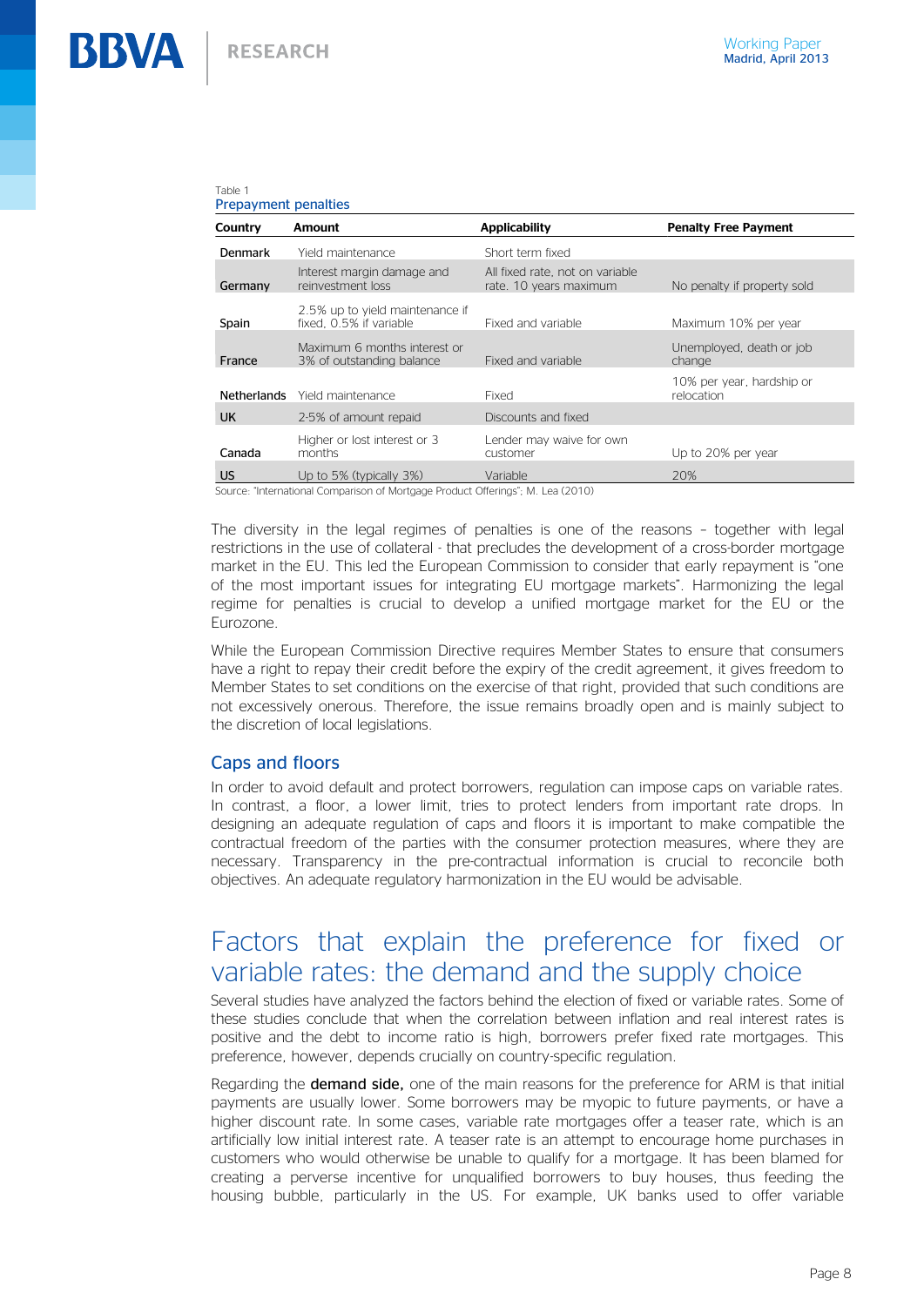Table 1
Prepayment penalties

| Country | Amount | Applicability | Penalty Free Payment |
|---|---|---|---|
| Denmark | Yield maintenance | Short term fixed | |
| Germany | Interest margin damage and reinvestment loss | All fixed rate, not on variable rate. 10 years maximum | No penalty if property sold |
| Spain | 2.5% up to yield maintenance if fixed, 0.5% if variable | Fixed and variable | Maximum 10% per year |
| France | Maximum 6 months interest or 3% of outstanding balance | Fixed and variable | Unemployed, death or job change |
| Netherlands | Yield maintenance | Fixed | 10% per year, hardship or relocation |
| UK | 2-5% of amount repaid | Discounts and fixed | |
| Canada | Higher or lost interest or 3 months | Lender may waive for own customer | Up to 20% per year |
| US | Up to 5% (typically 3%) | Variable | 20% |

Source: "International Comparison of Mortgage Product Offerings"; M. Lea (2010)

The diversity in the legal regimes of penalties is one of the reasons – together with legal restrictions in the use of collateral - that precludes the development of a cross-border mortgage market in the EU. This led the European Commission to consider that early repayment is "one of the most important issues for integrating EU mortgage markets". Harmonizing the legal regime for penalties is crucial to develop a unified mortgage market for the EU or the Eurozone.

While the European Commission Directive requires Member States to ensure that consumers have a right to repay their credit before the expiry of the credit agreement, it gives freedom to Member States to set conditions on the exercise of that right, provided that such conditions are not excessively onerous. Therefore, the issue remains broadly open and is mainly subject to the discretion of local legislations.

### Caps and floors

In order to avoid default and protect borrowers, regulation can impose caps on variable rates. In contrast, a floor, a lower limit, tries to protect lenders from important rate drops. In designing an adequate regulation of caps and floors it is important to make compatible the contractual freedom of the parties with the consumer protection measures, where they are necessary. Transparency in the pre-contractual information is crucial to reconcile both objectives. An adequate regulatory harmonization in the EU would be advisable.

## Factors that explain the preference for fixed or variable rates: the demand and the supply choice

Several studies have analyzed the factors behind the election of fixed or variable rates. Some of these studies conclude that when the correlation between inflation and real interest rates is positive and the debt to income ratio is high, borrowers prefer fixed rate mortgages. This preference, however, depends crucially on country-specific regulation.

Regarding the **demand side,** one of the main reasons for the preference for ARM is that initial payments are usually lower. Some borrowers may be myopic to future payments, or have a higher discount rate. In some cases, variable rate mortgages offer a teaser rate, which is an artificially low initial interest rate. A teaser rate is an attempt to encourage home purchases in customers who would otherwise be unable to qualify for a mortgage. It has been blamed for creating a perverse incentive for unqualified borrowers to buy houses, thus feeding the housing bubble, particularly in the US. For example, UK banks used to offer variable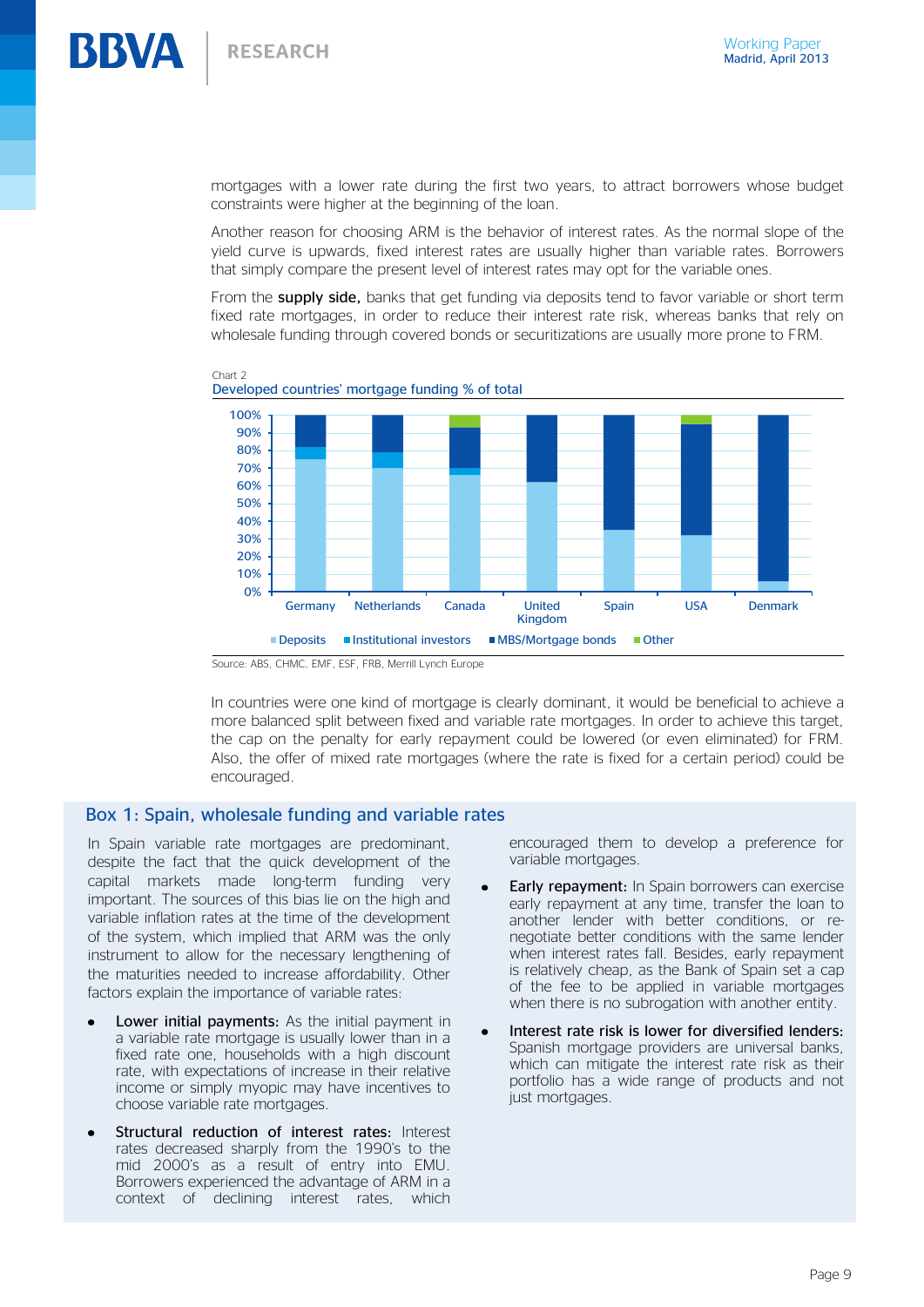mortgages with a lower rate during the first two years, to attract borrowers whose budget constraints were higher at the beginning of the loan.

Another reason for choosing ARM is the behavior of interest rates. As the normal slope of the yield curve is upwards, fixed interest rates are usually higher than variable rates. Borrowers that simply compare the present level of interest rates may opt for the variable ones.

From the **supply side,** banks that get funding via deposits tend to favor variable or short term fixed rate mortgages, in order to reduce their interest rate risk, whereas banks that rely on wholesale funding through covered bonds or securitizations are usually more prone to FRM.

Chart 2
Developed countries' mortgage funding % of total

Source: ABS, CHMC, EMF, ESF, FRB, Merrill Lynch Europe

In countries were one kind of mortgage is clearly dominant, it would be beneficial to achieve a more balanced split between fixed and variable rate mortgages. In order to achieve this target, the cap on the penalty for early repayment could be lowered (or even eliminated) for FRM. Also, the offer of mixed rate mortgages (where the rate is fixed for a certain period) could be encouraged.

## Box 1: Spain, wholesale funding and variable rates

In Spain variable rate mortgages are predominant, despite the fact that the quick development of the capital markets made long-term funding very important. The sources of this bias lie on the high and variable inflation rates at the time of the development of the system, which implied that ARM was the only instrument to allow for the necessary lengthening of the maturities needed to increase affordability. Other factors explain the importance of variable rates:

- **Lower initial payments:** As the initial payment in a variable rate mortgage is usually lower than in a fixed rate one, households with a high discount rate, with expectations of increase in their relative income or simply myopic may have incentives to choose variable rate mortgages.
- **Structural reduction of interest rates:** Interest rates decreased sharply from the 1990's to the mid 2000's as a result of entry into EMU. Borrowers experienced the advantage of ARM in a context of declining interest rates, which encouraged them to develop a preference for variable mortgages.
- **Early repayment:** In Spain borrowers can exercise early repayment at any time, transfer the loan to another lender with better conditions, or re-negotiate better conditions with the same lender when interest rates fall. Besides, early repayment is relatively cheap, as the Bank of Spain set a cap of the fee to be applied in variable mortgages when there is no subrogation with another entity.
- **Interest rate risk is lower for diversified lenders:** Spanish mortgage providers are universal banks, which can mitigate the interest rate risk as their portfolio has a wide range of products and not just mortgages.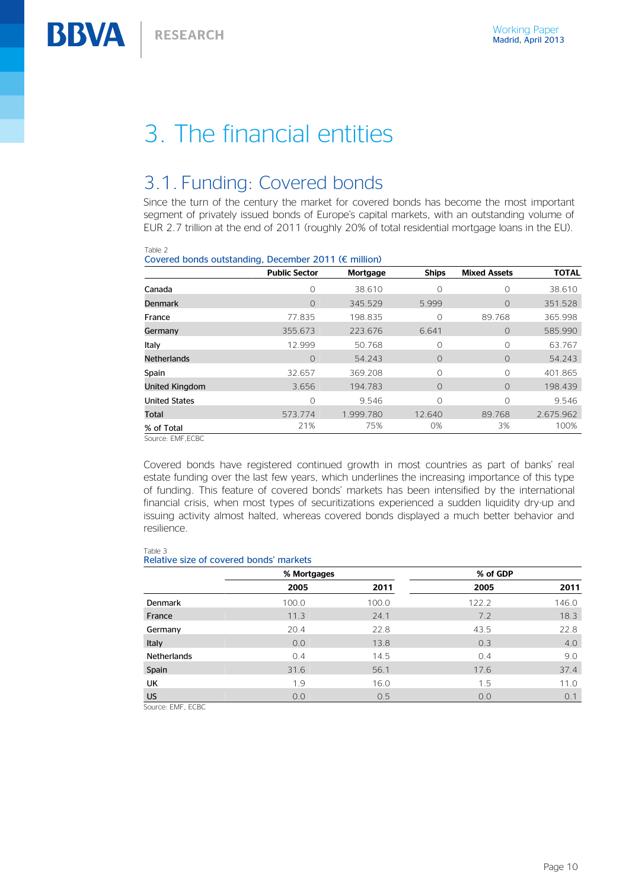# 3. The financial entities

## 3.1. Funding: Covered bonds

Since the turn of the century the market for covered bonds has become the most important segment of privately issued bonds of Europe's capital markets, with an outstanding volume of EUR 2.7 trillion at the end of 2011 (roughly 20% of total residential mortgage loans in the EU).

Table 2
Covered bonds outstanding, December 2011 (€ million)

| | Public Sector | Mortgage | Ships | Mixed Assets | TOTAL |
|---|---|---|---|---|---|
| Canada | 0 | 38.610 | 0 | 0 | 38.610 |
| Denmark | 0 | 345.529 | 5.999 | 0 | 351.528 |
| France | 77.835 | 198.835 | 0 | 89.768 | 365.998 |
| Germany | 355.673 | 223.676 | 6.641 | 0 | 585.990 |
| Italy | 12.999 | 50.768 | 0 | 0 | 63.767 |
| Netherlands | 0 | 54.243 | 0 | 0 | 54.243 |
| Spain | 32.657 | 369.208 | 0 | 0 | 401.865 |
| United Kingdom | 3.656 | 194.783 | 0 | 0 | 198.439 |
| United States | 0 | 9.546 | 0 | 0 | 9.546 |
| Total | 573.774 | 1.999.780 | 12.640 | 89.768 | 2.675.962 |
| % of Total | 21% | 75% | 0% | 3% | 100% |

Source: EMF,ECBC

Covered bonds have registered continued growth in most countries as part of banks' real estate funding over the last few years, which underlines the increasing importance of this type of funding. This feature of covered bonds' markets has been intensified by the international financial crisis, when most types of securitizations experienced a sudden liquidity dry-up and issuing activity almost halted, whereas covered bonds displayed a much better behavior and resilience.

Table 3
Relative size of covered bonds' markets

| | % Mortgages | | % of GDP | |
|---|---|---|---|---|
| | 2005 | 2011 | 2005 | 2011 |
| Denmark | 100.0 | 100.0 | 122.2 | 146.0 |
| France | 11.3 | 24.1 | 7.2 | 18.3 |
| Germany | 20.4 | 22.8 | 43.5 | 22.8 |
| Italy | 0.0 | 13.8 | 0.3 | 4.0 |
| Netherlands | 0.4 | 14.5 | 0.4 | 9.0 |
| Spain | 31.6 | 56.1 | 17.6 | 37.4 |
| UK | 1.9 | 16.0 | 1.5 | 11.0 |
| US | 0.0 | 0.5 | 0.0 | 0.1 |

Source: EMF, ECBC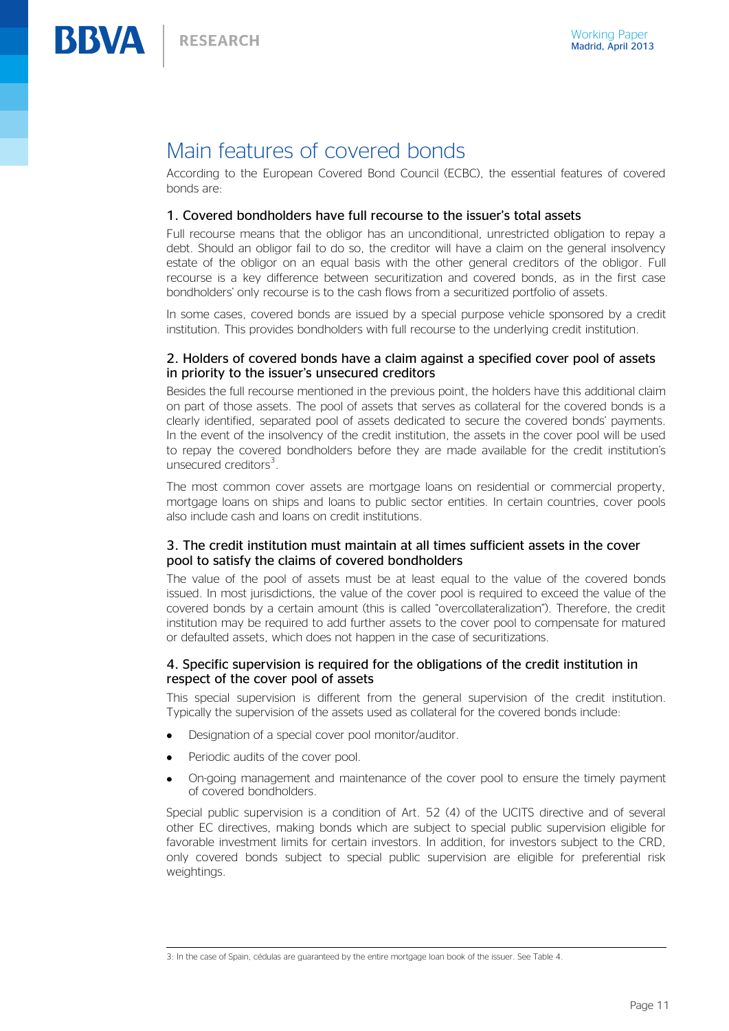# Main features of covered bonds

According to the European Covered Bond Council (ECBC), the essential features of covered bonds are:

### 1. Covered bondholders have full recourse to the issuer's total assets

Full recourse means that the obligor has an unconditional, unrestricted obligation to repay a debt. Should an obligor fail to do so, the creditor will have a claim on the general insolvency estate of the obligor on an equal basis with the other general creditors of the obligor. Full recourse is a key difference between securitization and covered bonds, as in the first case bondholders' only recourse is to the cash flows from a securitized portfolio of assets.

In some cases, covered bonds are issued by a special purpose vehicle sponsored by a credit institution. This provides bondholders with full recourse to the underlying credit institution.

### 2. Holders of covered bonds have a claim against a specified cover pool of assets in priority to the issuer's unsecured creditors

Besides the full recourse mentioned in the previous point, the holders have this additional claim on part of those assets. The pool of assets that serves as collateral for the covered bonds is a clearly identified, separated pool of assets dedicated to secure the covered bonds' payments. In the event of the insolvency of the credit institution, the assets in the cover pool will be used to repay the covered bondholders before they are made available for the credit institution's unsecured creditors[3].

The most common cover assets are mortgage loans on residential or commercial property, mortgage loans on ships and loans to public sector entities. In certain countries, cover pools also include cash and loans on credit institutions.

### 3. The credit institution must maintain at all times sufficient assets in the cover pool to satisfy the claims of covered bondholders

The value of the pool of assets must be at least equal to the value of the covered bonds issued. In most jurisdictions, the value of the cover pool is required to exceed the value of the covered bonds by a certain amount (this is called "overcollateralization"). Therefore, the credit institution may be required to add further assets to the cover pool to compensate for matured or defaulted assets, which does not happen in the case of securitizations.

### 4. Specific supervision is required for the obligations of the credit institution in respect of the cover pool of assets

This special supervision is different from the general supervision of the credit institution. Typically the supervision of the assets used as collateral for the covered bonds include:

- Designation of a special cover pool monitor/auditor.
- Periodic audits of the cover pool.
- On-going management and maintenance of the cover pool to ensure the timely payment of covered bondholders.

Special public supervision is a condition of Art. 52 (4) of the UCITS directive and of several other EC directives, making bonds which are subject to special public supervision eligible for favorable investment limits for certain investors. In addition, for investors subject to the CRD, only covered bonds subject to special public supervision are eligible for preferential risk weightings.

---

3: In the case of Spain, cédulas are guaranteed by the entire mortgage loan book of the issuer. See Table 4.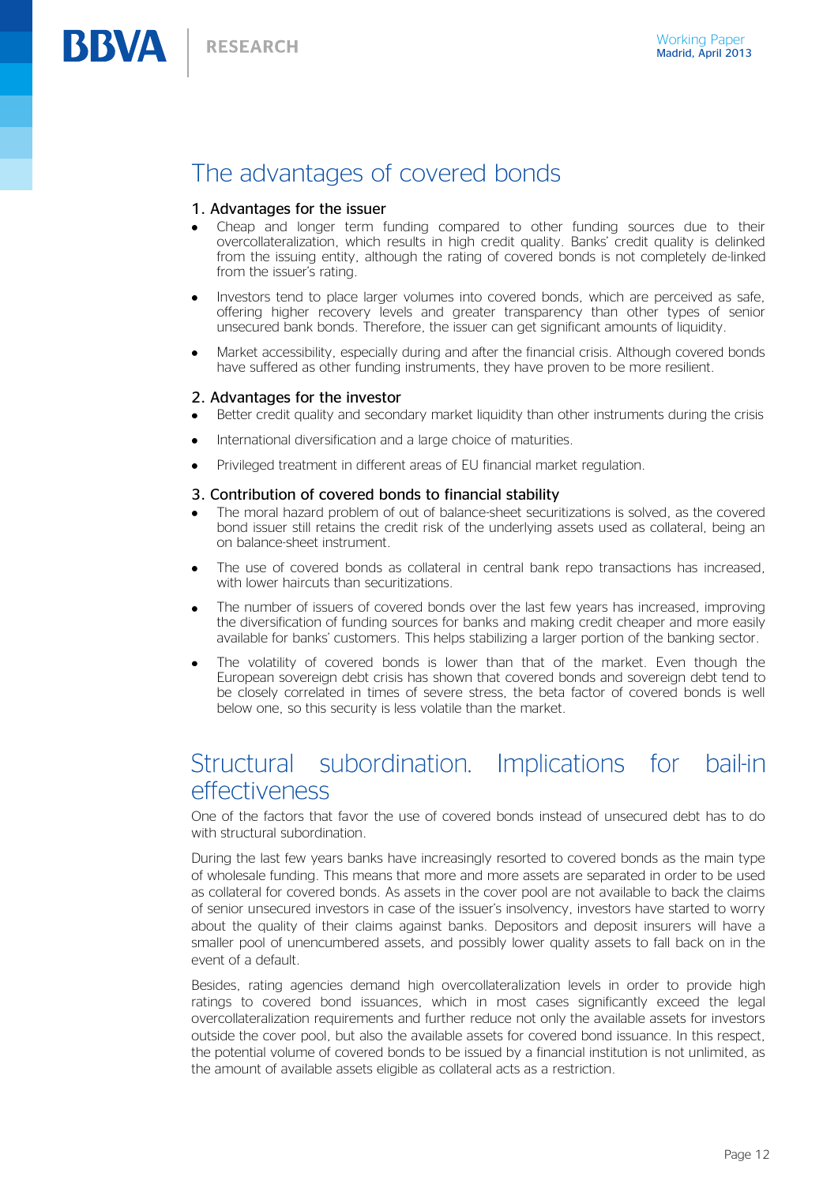## The advantages of covered bonds

### 1. Advantages for the issuer

- Cheap and longer term funding compared to other funding sources due to their overcollateralization, which results in high credit quality. Banks' credit quality is delinked from the issuing entity, although the rating of covered bonds is not completely de-linked from the issuer's rating.
- Investors tend to place larger volumes into covered bonds, which are perceived as safe, offering higher recovery levels and greater transparency than other types of senior unsecured bank bonds. Therefore, the issuer can get significant amounts of liquidity.
- Market accessibility, especially during and after the financial crisis. Although covered bonds have suffered as other funding instruments, they have proven to be more resilient.

### 2. Advantages for the investor

- Better credit quality and secondary market liquidity than other instruments during the crisis
- International diversification and a large choice of maturities.
- Privileged treatment in different areas of EU financial market regulation.

### 3. Contribution of covered bonds to financial stability

- The moral hazard problem of out of balance-sheet securitizations is solved, as the covered bond issuer still retains the credit risk of the underlying assets used as collateral, being an on balance-sheet instrument.
- The use of covered bonds as collateral in central bank repo transactions has increased, with lower haircuts than securitizations.
- The number of issuers of covered bonds over the last few years has increased, improving the diversification of funding sources for banks and making credit cheaper and more easily available for banks' customers. This helps stabilizing a larger portion of the banking sector.
- The volatility of covered bonds is lower than that of the market. Even though the European sovereign debt crisis has shown that covered bonds and sovereign debt tend to be closely correlated in times of severe stress, the beta factor of covered bonds is well below one, so this security is less volatile than the market.

## Structural subordination. Implications for bail-in effectiveness

One of the factors that favor the use of covered bonds instead of unsecured debt has to do with structural subordination.

During the last few years banks have increasingly resorted to covered bonds as the main type of wholesale funding. This means that more and more assets are separated in order to be used as collateral for covered bonds. As assets in the cover pool are not available to back the claims of senior unsecured investors in case of the issuer's insolvency, investors have started to worry about the quality of their claims against banks. Depositors and deposit insurers will have a smaller pool of unencumbered assets, and possibly lower quality assets to fall back on in the event of a default.

Besides, rating agencies demand high overcollateralization levels in order to provide high ratings to covered bond issuances, which in most cases significantly exceed the legal overcollateralization requirements and further reduce not only the available assets for investors outside the cover pool, but also the available assets for covered bond issuance. In this respect, the potential volume of covered bonds to be issued by a financial institution is not unlimited, as the amount of available assets eligible as collateral acts as a restriction.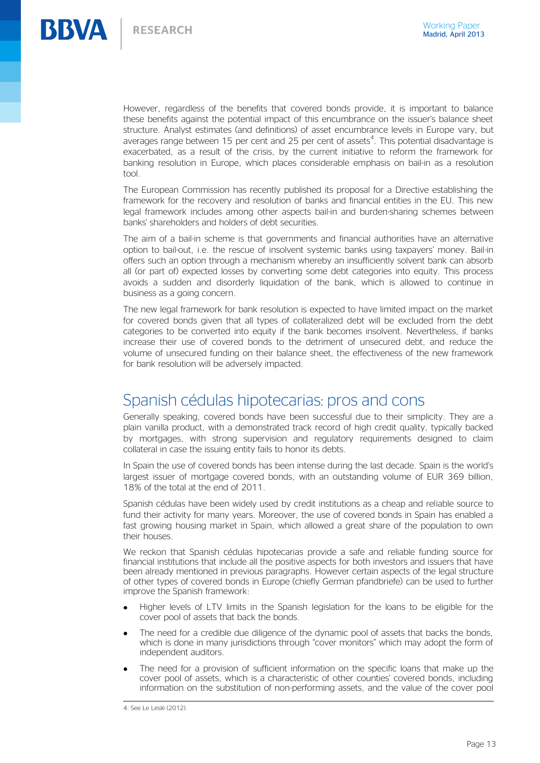However, regardless of the benefits that covered bonds provide, it is important to balance these benefits against the potential impact of this encumbrance on the issuer's balance sheet structure. Analyst estimates (and definitions) of asset encumbrance levels in Europe vary, but averages range between 15 per cent and 25 per cent of assets[4]. This potential disadvantage is exacerbated, as a result of the crisis, by the current initiative to reform the framework for banking resolution in Europe, which places considerable emphasis on bail-in as a resolution tool.

The European Commission has recently published its proposal for a Directive establishing the framework for the recovery and resolution of banks and financial entities in the EU. This new legal framework includes among other aspects bail-in and burden-sharing schemes between banks' shareholders and holders of debt securities.

The aim of a bail-in scheme is that governments and financial authorities have an alternative option to bail-out, i.e. the rescue of insolvent systemic banks using taxpayers' money. Bail-in offers such an option through a mechanism whereby an insufficiently solvent bank can absorb all (or part of) expected losses by converting some debt categories into equity. This process avoids a sudden and disorderly liquidation of the bank, which is allowed to continue in business as a going concern.

The new legal framework for bank resolution is expected to have limited impact on the market for covered bonds given that all types of collateralized debt will be excluded from the debt categories to be converted into equity if the bank becomes insolvent. Nevertheless, if banks increase their use of covered bonds to the detriment of unsecured debt, and reduce the volume of unsecured funding on their balance sheet, the effectiveness of the new framework for bank resolution will be adversely impacted.

## Spanish cédulas hipotecarias: pros and cons

Generally speaking, covered bonds have been successful due to their simplicity. They are a plain vanilla product, with a demonstrated track record of high credit quality, typically backed by mortgages, with strong supervision and regulatory requirements designed to claim collateral in case the issuing entity fails to honor its debts.

In Spain the use of covered bonds has been intense during the last decade. Spain is the world's largest issuer of mortgage covered bonds, with an outstanding volume of EUR 369 billion, 18% of the total at the end of 2011.

Spanish cédulas have been widely used by credit institutions as a cheap and reliable source to fund their activity for many years. Moreover, the use of covered bonds in Spain has enabled a fast growing housing market in Spain, which allowed a great share of the population to own their houses.

We reckon that Spanish cédulas hipotecarias provide a safe and reliable funding source for financial institutions that include all the positive aspects for both investors and issuers that have been already mentioned in previous paragraphs. However certain aspects of the legal structure of other types of covered bonds in Europe (chiefly German pfandbriefe) can be used to further improve the Spanish framework:

- Higher levels of LTV limits in the Spanish legislation for the loans to be eligible for the cover pool of assets that back the bonds.
- The need for a credible due diligence of the dynamic pool of assets that backs the bonds, which is done in many jurisdictions through "cover monitors" which may adopt the form of independent auditors.
- The need for a provision of sufficient information on the specific loans that make up the cover pool of assets, which is a characteristic of other counties' covered bonds, including information on the substitution of non-performing assets, and the value of the cover pool

4: See Le Leslé (2012).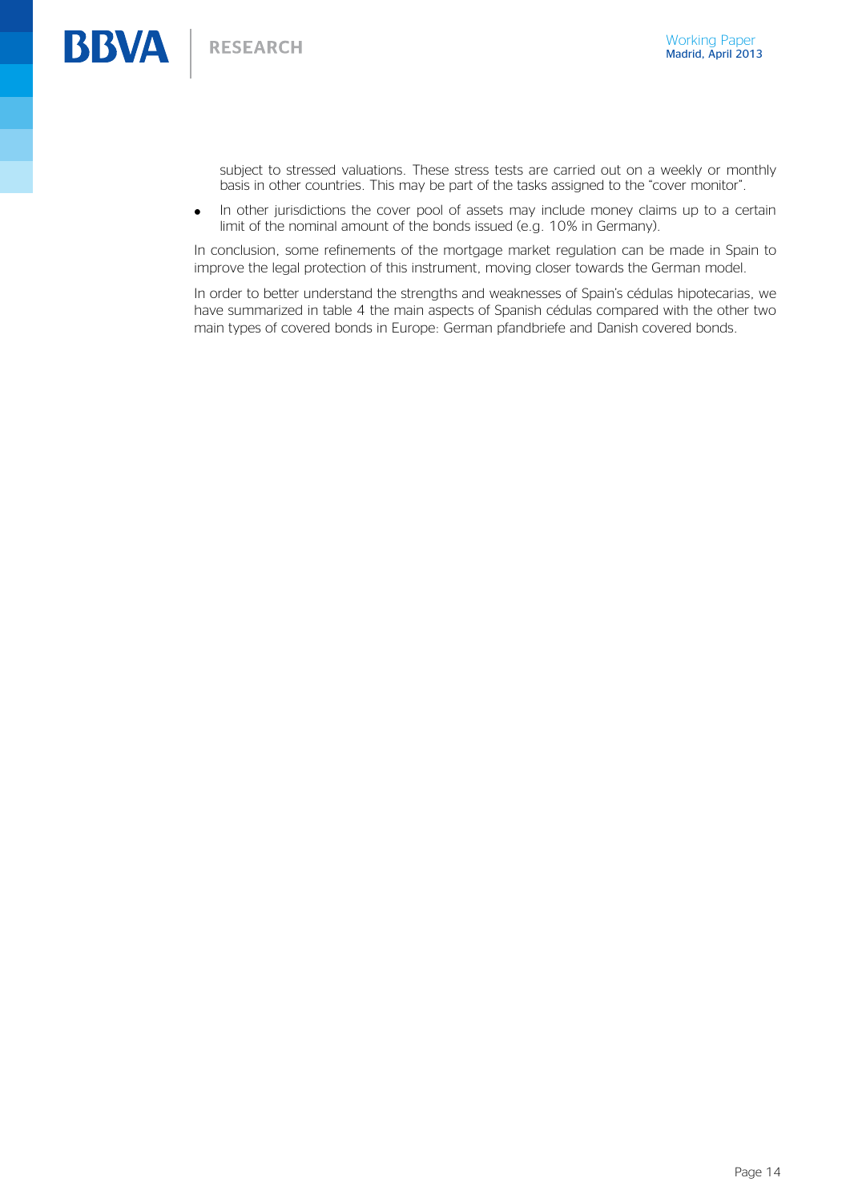subject to stressed valuations. These stress tests are carried out on a weekly or monthly basis in other countries. This may be part of the tasks assigned to the "cover monitor".

- In other jurisdictions the cover pool of assets may include money claims up to a certain limit of the nominal amount of the bonds issued (e.g. 10% in Germany).

In conclusion, some refinements of the mortgage market regulation can be made in Spain to improve the legal protection of this instrument, moving closer towards the German model.

In order to better understand the strengths and weaknesses of Spain's cédulas hipotecarias, we have summarized in table 4 the main aspects of Spanish cédulas compared with the other two main types of covered bonds in Europe: German pfandbriefe and Danish covered bonds.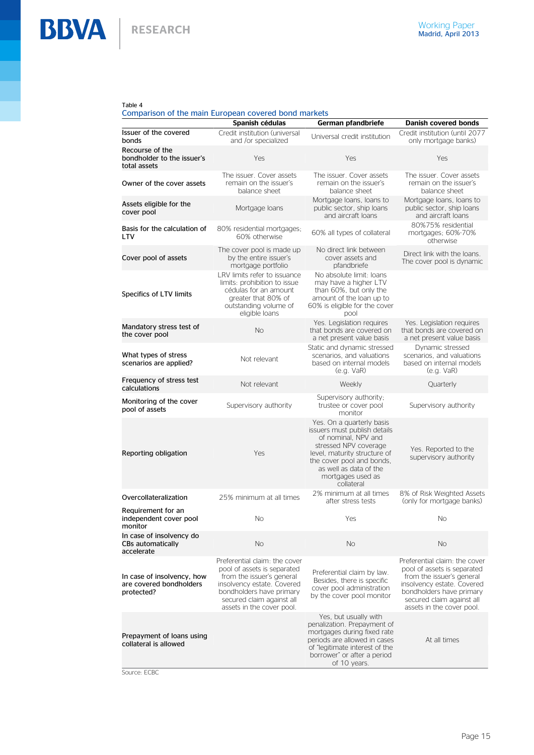Table 4

Comparison of the main European covered bond markets

| | Spanish cédulas | German pfandbriefe | Danish covered bonds |
|---|---|---|---|
| Issuer of the covered bonds | Credit institution (universal and /or specialized | Universal credit institution | Credit institution (until 2077 only mortgage banks) |
| Recourse of the bondholder to the issuer's total assets | Yes | Yes | Yes |
| Owner of the cover assets | The issuer. Cover assets remain on the issuer's balance sheet | The issuer. Cover assets remain on the issuer's balance sheet | The issuer. Cover assets remain on the issuer's balance sheet |
| Assets eligible for the cover pool | Mortgage loans | Mortgage loans, loans to public sector, ship loans and aircraft loans | Mortgage loans, loans to public sector, ship loans and aircraft loans |
| Basis for the calculation of LTV | 80% residential mortgages; 60% otherwise | 60% all types of collateral | 80%75% residential mortgages; 60%-70% otherwise |
| Cover pool of assets | The cover pool is made up by the entire issuer's mortgage portfolio | No direct link between cover assets and pfandbriefe | Direct link with the loans. The cover pool is dynamic |
| Specifics of LTV limits | LRV limits refer to issuance limits: prohibition to issue cédulas for an amount greater that 80% of outstanding volume of eligible loans | No absolute limit: loans may have a higher LTV than 60%, but only the amount of the loan up to 60% is eligible for the cover pool | |
| Mandatory stress test of the cover pool | No | Yes. Legislation requires that bonds are covered on a net present value basis | Yes. Legislation requires that bonds are covered on a net present value basis |
| What types of stress scenarios are applied? | Not relevant | Static and dynamic stressed scenarios, and valuations based on internal models (e.g. VaR) | Dynamic stressed scenarios, and valuations based on internal models (e.g. VaR) |
| Frequency of stress test calculations | Not relevant | Weekly | Quarterly |
| Monitoring of the cover pool of assets | Supervisory authority | Supervisory authority; trustee or cover pool monitor | Supervisory authority |
| Reporting obligation | Yes | Yes. On a quarterly basis issuers must publish details of nominal, NPV and stressed NPV coverage level, maturity structure of the cover pool and bonds, as well as data of the mortgages used as collateral | Yes. Reported to the supervisory authority |
| Overcollateralization | 25% minimum at all times | 2% minimum at all times after stress tests | 8% of Risk Weighted Assets (only for mortgage banks) |
| Requirement for an independent cover pool monitor | No | Yes | No |
| In case of insolvency do CBs automatically accelerate | No | No | No |
| In case of insolvency, how are covered bondholders protected? | Preferential claim: the cover pool of assets is separated from the issuer's general insolvency estate. Covered bondholders have primary secured claim against all assets in the cover pool. | Preferential claim by law. Besides, there is specific cover pool administration by the cover pool monitor | Preferential claim: the cover pool of assets is separated from the issuer's general insolvency estate. Covered bondholders have primary secured claim against all assets in the cover pool. |
| Prepayment of loans using collateral is allowed | | Yes, but usually with penalization. Prepayment of mortgages during fixed rate periods are allowed in cases of "legitimate interest of the borrower" or after a period of 10 years. | At all times |

Source: ECBC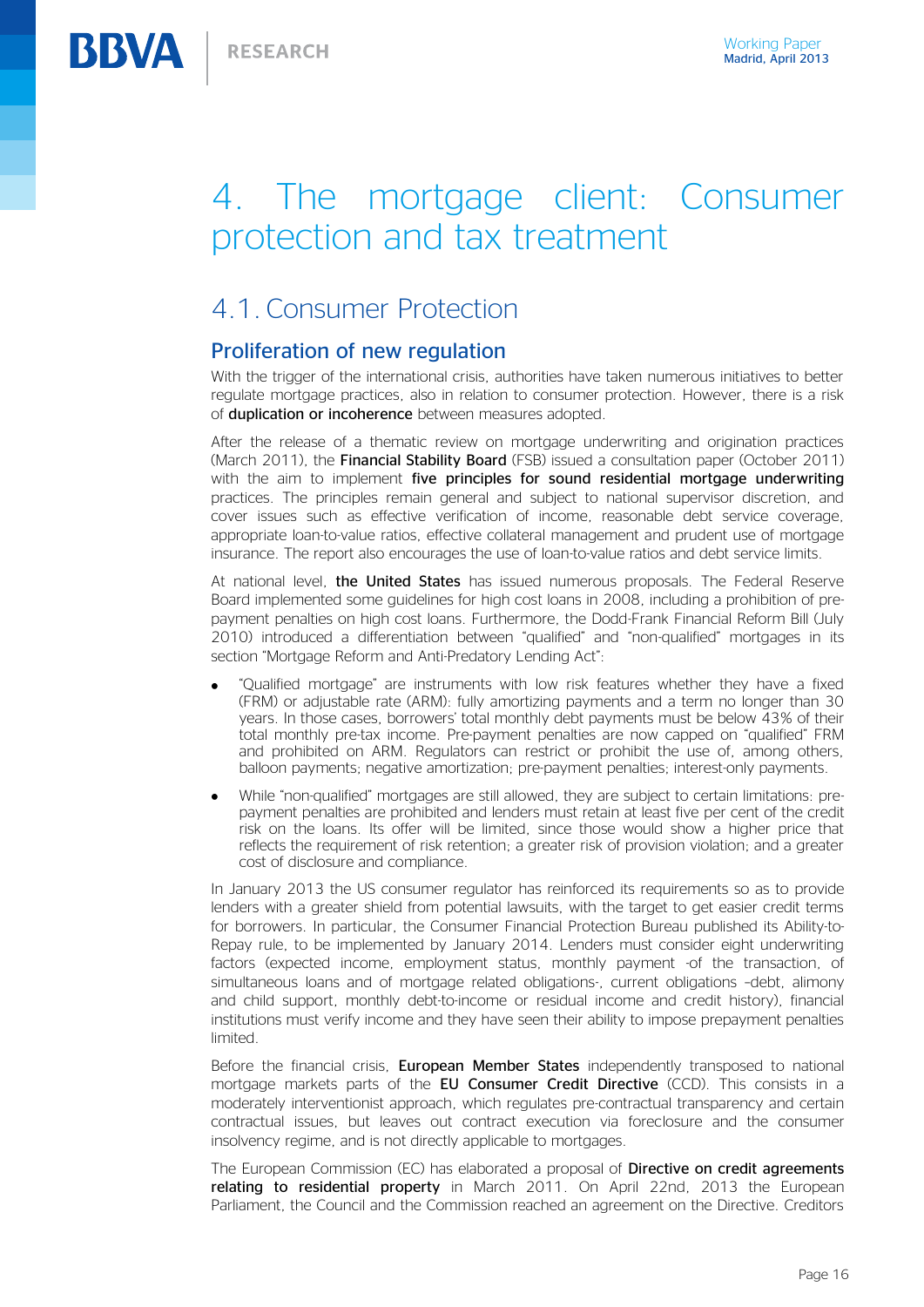# 4. The mortgage client: Consumer protection and tax treatment

## 4.1. Consumer Protection

### Proliferation of new regulation

With the trigger of the international crisis, authorities have taken numerous initiatives to better regulate mortgage practices, also in relation to consumer protection. However, there is a risk of **duplication or incoherence** between measures adopted.

After the release of a thematic review on mortgage underwriting and origination practices (March 2011), the **Financial Stability Board** (FSB) issued a consultation paper (October 2011) with the aim to implement **five principles for sound residential mortgage underwriting** practices. The principles remain general and subject to national supervisor discretion, and cover issues such as effective verification of income, reasonable debt service coverage, appropriate loan-to-value ratios, effective collateral management and prudent use of mortgage insurance. The report also encourages the use of loan-to-value ratios and debt service limits.

At national level, **the United States** has issued numerous proposals. The Federal Reserve Board implemented some guidelines for high cost loans in 2008, including a prohibition of pre-payment penalties on high cost loans. Furthermore, the Dodd-Frank Financial Reform Bill (July 2010) introduced a differentiation between "qualified" and "non-qualified" mortgages in its section "Mortgage Reform and Anti-Predatory Lending Act":

- "Qualified mortgage" are instruments with low risk features whether they have a fixed (FRM) or adjustable rate (ARM): fully amortizing payments and a term no longer than 30 years. In those cases, borrowers' total monthly debt payments must be below 43% of their total monthly pre-tax income. Pre-payment penalties are now capped on "qualified" FRM and prohibited on ARM. Regulators can restrict or prohibit the use of, among others, balloon payments; negative amortization; pre-payment penalties; interest-only payments.
- While "non-qualified" mortgages are still allowed, they are subject to certain limitations: pre-payment penalties are prohibited and lenders must retain at least five per cent of the credit risk on the loans. Its offer will be limited, since those would show a higher price that reflects the requirement of risk retention; a greater risk of provision violation; and a greater cost of disclosure and compliance.

In January 2013 the US consumer regulator has reinforced its requirements so as to provide lenders with a greater shield from potential lawsuits, with the target to get easier credit terms for borrowers. In particular, the Consumer Financial Protection Bureau published its Ability-to-Repay rule, to be implemented by January 2014. Lenders must consider eight underwriting factors (expected income, employment status, monthly payment -of the transaction, of simultaneous loans and of mortgage related obligations-, current obligations –debt, alimony and child support, monthly debt-to-income or residual income and credit history), financial institutions must verify income and they have seen their ability to impose prepayment penalties limited.

Before the financial crisis, **European Member States** independently transposed to national mortgage markets parts of the **EU Consumer Credit Directive** (CCD). This consists in a moderately interventionist approach, which regulates pre-contractual transparency and certain contractual issues, but leaves out contract execution via foreclosure and the consumer insolvency regime, and is not directly applicable to mortgages.

The European Commission (EC) has elaborated a proposal of **Directive on credit agreements relating to residential property** in March 2011. On April 22nd, 2013 the European Parliament, the Council and the Commission reached an agreement on the Directive. Creditors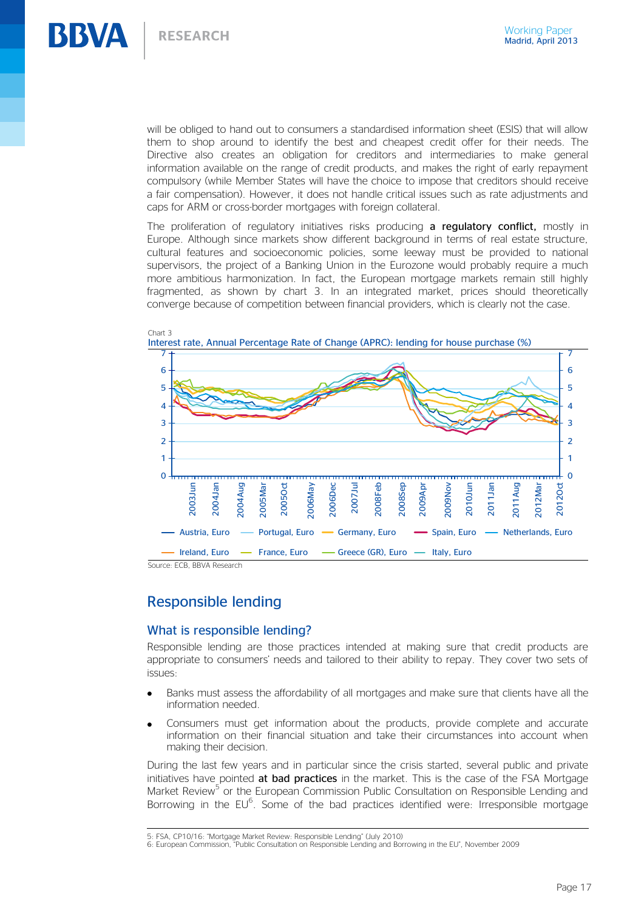will be obliged to hand out to consumers a standardised information sheet (ESIS) that will allow them to shop around to identify the best and cheapest credit offer for their needs. The Directive also creates an obligation for creditors and intermediaries to make general information available on the range of credit products, and makes the right of early repayment compulsory (while Member States will have the choice to impose that creditors should receive a fair compensation). However, it does not handle critical issues such as rate adjustments and caps for ARM or cross-border mortgages with foreign collateral.

The proliferation of regulatory initiatives risks producing **a regulatory conflict,** mostly in Europe. Although since markets show different background in terms of real estate structure, cultural features and socioeconomic policies, some leeway must be provided to national supervisors, the project of a Banking Union in the Eurozone would probably require a much more ambitious harmonization. In fact, the European mortgage markets remain still highly fragmented, as shown by chart 3. In an integrated market, prices should theoretically converge because of competition between financial providers, which is clearly not the case.

Chart 3

Interest rate, Annual Percentage Rate of Change (APRC): lending for house purchase (%)

Source: ECB, BBVA Research

## Responsible lending

### What is responsible lending?

Responsible lending are those practices intended at making sure that credit products are appropriate to consumers' needs and tailored to their ability to repay. They cover two sets of issues:

- Banks must assess the affordability of all mortgages and make sure that clients have all the information needed.
- Consumers must get information about the products, provide complete and accurate information on their financial situation and take their circumstances into account when making their decision.

During the last few years and in particular since the crisis started, several public and private initiatives have pointed **at bad practices** in the market. This is the case of the FSA Mortgage Market Review[5] or the European Commission Public Consultation on Responsible Lending and Borrowing in the EU[6]. Some of the bad practices identified were: Irresponsible mortgage

5: FSA, CP10/16: "Mortgage Market Review: Responsible Lending" (July 2010)
6: European Commission, "Public Consultation on Responsible Lending and Borrowing in the EU", November 2009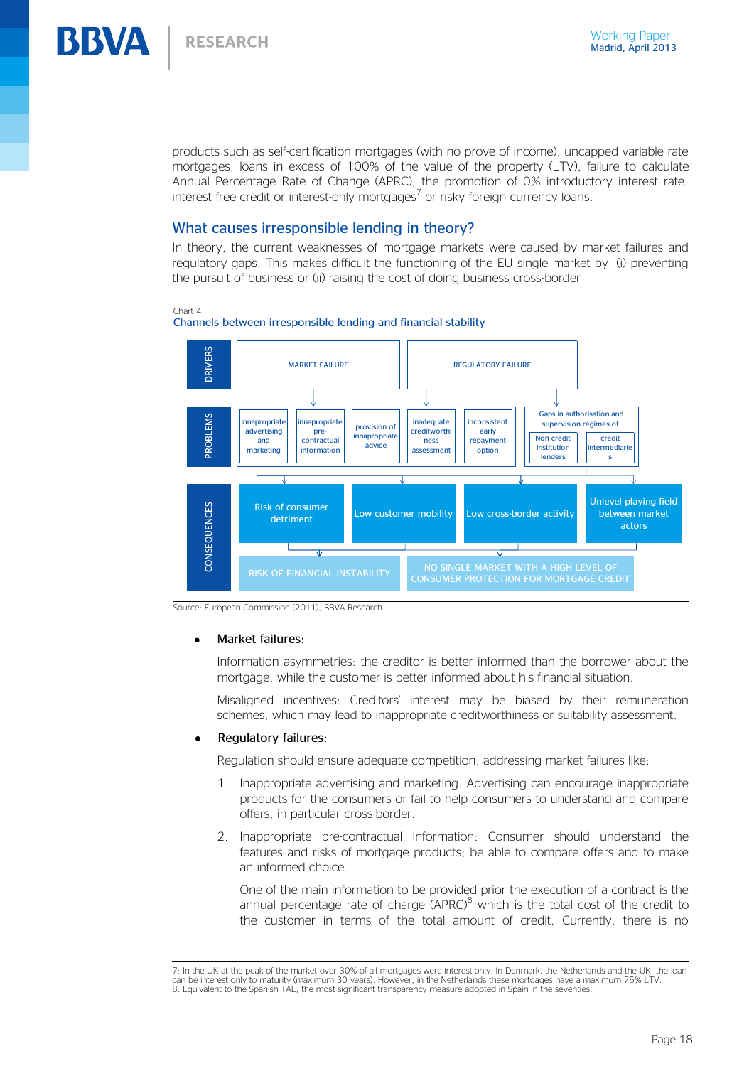products such as self-certification mortgages (with no prove of income), uncapped variable rate mortgages, loans in excess of 100% of the value of the property (LTV), failure to calculate Annual Percentage Rate of Change (APRC), the promotion of 0% introductory interest rate, interest free credit or interest-only mortgages[7] or risky foreign currency loans.

## What causes irresponsible lending in theory?

In theory, the current weaknesses of mortgage markets were caused by market failures and regulatory gaps. This makes difficult the functioning of the EU single market by: (i) preventing the pursuit of business or (ii) raising the cost of doing business cross-border

Chart 4

Channels between irresponsible lending and financial stability

DRIVERS: MARKET FAILURE; REGULATORY FAILURE

PROBLEMS: innapropriate advertising and marketing; innapropriate pre-contractual information; provision of innapropriate advice; inadequate creditworthiness assessment; inconsistent early repayment option; Gaps in authorisation and supervision regimes of: Non credit institution lenders; credit intermediaries

CONSEQUENCES: Risk of consumer detriment; Low customer mobility; Low cross-border activity; Unlevel playing field between market actors; RISK OF FINANCIAL INSTABILITY; NO SINGLE MARKET WITH A HIGH LEVEL OF CONSUMER PROTECTION FOR MORTGAGE CREDIT

Source: European Commission (2011), BBVA Research

- Market failures:

  Information asymmetries: the creditor is better informed than the borrower about the mortgage, while the customer is better informed about his financial situation.

  Misaligned incentives: Creditors' interest may be biased by their remuneration schemes, which may lead to inappropriate creditworthiness or suitability assessment.

- Regulatory failures:

  Regulation should ensure adequate competition, addressing market failures like:

  1. Inappropriate advertising and marketing. Advertising can encourage inappropriate products for the consumers or fail to help consumers to understand and compare offers, in particular cross-border.
  2. Inappropriate pre-contractual information: Consumer should understand the features and risks of mortgage products; be able to compare offers and to make an informed choice.

     One of the main information to be provided prior the execution of a contract is the annual percentage rate of charge (APRC)[8] which is the total cost of the credit to the customer in terms of the total amount of credit. Currently, there is no

7: In the UK at the peak of the market over 30% of all mortgages were interest-only. In Denmark, the Netherlands and the UK, the loan can be interest only to maturity (maximum 30 years). However, in the Netherlands these mortgages have a maximum 75% LTV.
8: Equivalent to the Spanish TAE, the most significant transparency measure adopted in Spain in the seventies.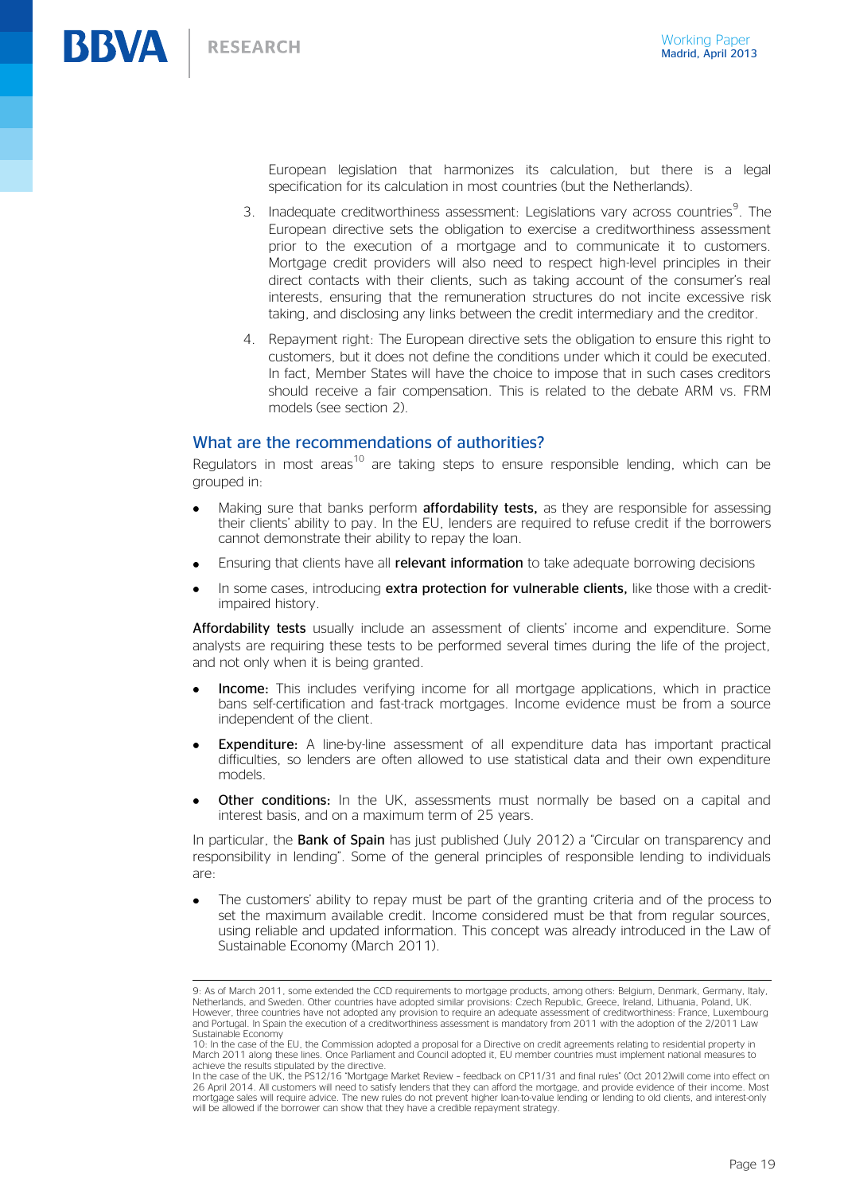European legislation that harmonizes its calculation, but there is a legal specification for its calculation in most countries (but the Netherlands).

3. Inadequate creditworthiness assessment: Legislations vary across countries[9]. The European directive sets the obligation to exercise a creditworthiness assessment prior to the execution of a mortgage and to communicate it to customers. Mortgage credit providers will also need to respect high-level principles in their direct contacts with their clients, such as taking account of the consumer's real interests, ensuring that the remuneration structures do not incite excessive risk taking, and disclosing any links between the credit intermediary and the creditor.

4. Repayment right: The European directive sets the obligation to ensure this right to customers, but it does not define the conditions under which it could be executed. In fact, Member States will have the choice to impose that in such cases creditors should receive a fair compensation. This is related to the debate ARM vs. FRM models (see section 2).

## What are the recommendations of authorities?

Regulators in most areas[10] are taking steps to ensure responsible lending, which can be grouped in:

- Making sure that banks perform **affordability tests,** as they are responsible for assessing their clients' ability to pay. In the EU, lenders are required to refuse credit if the borrowers cannot demonstrate their ability to repay the loan.
- Ensuring that clients have all **relevant information** to take adequate borrowing decisions
- In some cases, introducing **extra protection for vulnerable clients,** like those with a credit-impaired history.

**Affordability tests** usually include an assessment of clients' income and expenditure. Some analysts are requiring these tests to be performed several times during the life of the project, and not only when it is being granted.

- **Income:** This includes verifying income for all mortgage applications, which in practice bans self-certification and fast-track mortgages. Income evidence must be from a source independent of the client.
- **Expenditure:** A line-by-line assessment of all expenditure data has important practical difficulties, so lenders are often allowed to use statistical data and their own expenditure models.
- **Other conditions:** In the UK, assessments must normally be based on a capital and interest basis, and on a maximum term of 25 years.

In particular, the **Bank of Spain** has just published (July 2012) a "Circular on transparency and responsibility in lending". Some of the general principles of responsible lending to individuals are:

- The customers' ability to repay must be part of the granting criteria and of the process to set the maximum available credit. Income considered must be that from regular sources, using reliable and updated information. This concept was already introduced in the Law of Sustainable Economy (March 2011).

---

9: As of March 2011, some extended the CCD requirements to mortgage products, among others: Belgium, Denmark, Germany, Italy, Netherlands, and Sweden. Other countries have adopted similar provisions: Czech Republic, Greece, Ireland, Lithuania, Poland, UK. However, three countries have not adopted any provision to require an adequate assessment of creditworthiness: France, Luxembourg and Portugal. In Spain the execution of a creditworthiness assessment is mandatory from 2011 with the adoption of the 2/2011 Law Sustainable Economy

10: In the case of the EU, the Commission adopted a proposal for a Directive on credit agreements relating to residential property in March 2011 along these lines. Once Parliament and Council adopted it, EU member countries must implement national measures to achieve the results stipulated by the directive.
In the case of the UK, the PS12/16 "Mortgage Market Review – feedback on CP11/31 and final rules" (Oct 2012)will come into effect on 26 April 2014. All customers will need to satisfy lenders that they can afford the mortgage, and provide evidence of their income. Most mortgage sales will require advice. The new rules do not prevent higher loan-to-value lending or lending to old clients, and interest-only will be allowed if the borrower can show that they have a credible repayment strategy.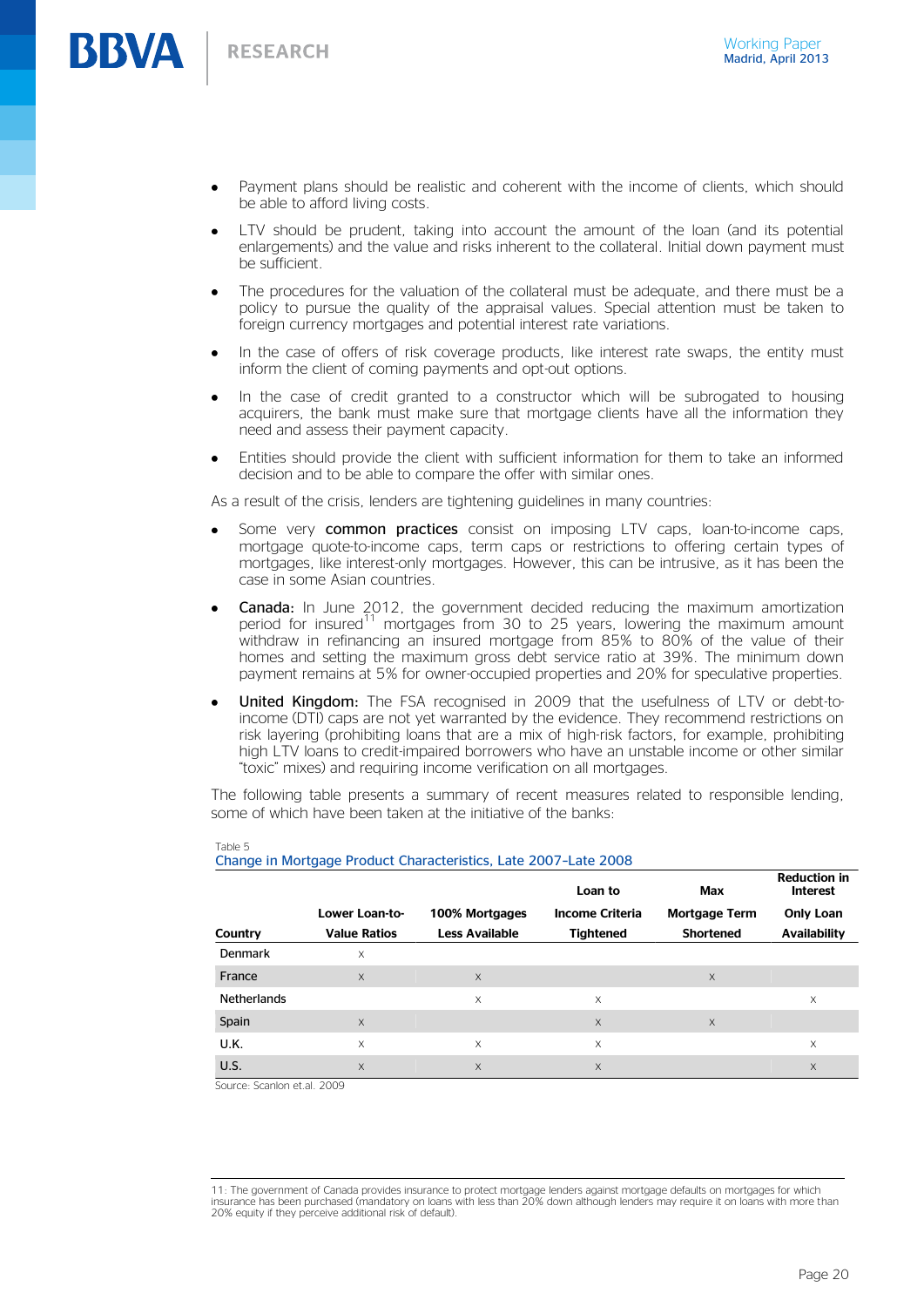- Payment plans should be realistic and coherent with the income of clients, which should be able to afford living costs.
- LTV should be prudent, taking into account the amount of the loan (and its potential enlargements) and the value and risks inherent to the collateral. Initial down payment must be sufficient.
- The procedures for the valuation of the collateral must be adequate, and there must be a policy to pursue the quality of the appraisal values. Special attention must be taken to foreign currency mortgages and potential interest rate variations.
- In the case of offers of risk coverage products, like interest rate swaps, the entity must inform the client of coming payments and opt-out options.
- In the case of credit granted to a constructor which will be subrogated to housing acquirers, the bank must make sure that mortgage clients have all the information they need and assess their payment capacity.
- Entities should provide the client with sufficient information for them to take an informed decision and to be able to compare the offer with similar ones.

As a result of the crisis, lenders are tightening guidelines in many countries:

- Some very **common practices** consist on imposing LTV caps, loan-to-income caps, mortgage quote-to-income caps, term caps or restrictions to offering certain types of mortgages, like interest-only mortgages. However, this can be intrusive, as it has been the case in some Asian countries.
- **Canada:** In June 2012, the government decided reducing the maximum amortization period for insured[11] mortgages from 30 to 25 years, lowering the maximum amount withdraw in refinancing an insured mortgage from 85% to 80% of the value of their homes and setting the maximum gross debt service ratio at 39%. The minimum down payment remains at 5% for owner-occupied properties and 20% for speculative properties.
- **United Kingdom:** The FSA recognised in 2009 that the usefulness of LTV or debt-to-income (DTI) caps are not yet warranted by the evidence. They recommend restrictions on risk layering (prohibiting loans that are a mix of high-risk factors, for example, prohibiting high LTV loans to credit-impaired borrowers who have an unstable income or other similar "toxic" mixes) and requiring income verification on all mortgages.

The following table presents a summary of recent measures related to responsible lending, some of which have been taken at the initiative of the banks:

Table 5
Change in Mortgage Product Characteristics, Late 2007-Late 2008

| Country | Lower Loan-to-Value Ratios | 100% Mortgages Less Available | Loan to Income Criteria Tightened | Max Mortgage Term Shortened | Reduction in Interest Only Loan Availability |
|---|---|---|---|---|---|
| Denmark | x | | | | |
| France | x | x | | x | |
| Netherlands | | x | x | | x |
| Spain | x | | x | x | |
| U.K. | x | x | x | | x |
| U.S. | x | x | x | | x |

Source: Scanlon et.al. 2009

11: The government of Canada provides insurance to protect mortgage lenders against mortgage defaults on mortgages for which insurance has been purchased (mandatory on loans with less than 20% down although lenders may require it on loans with more than 20% equity if they perceive additional risk of default).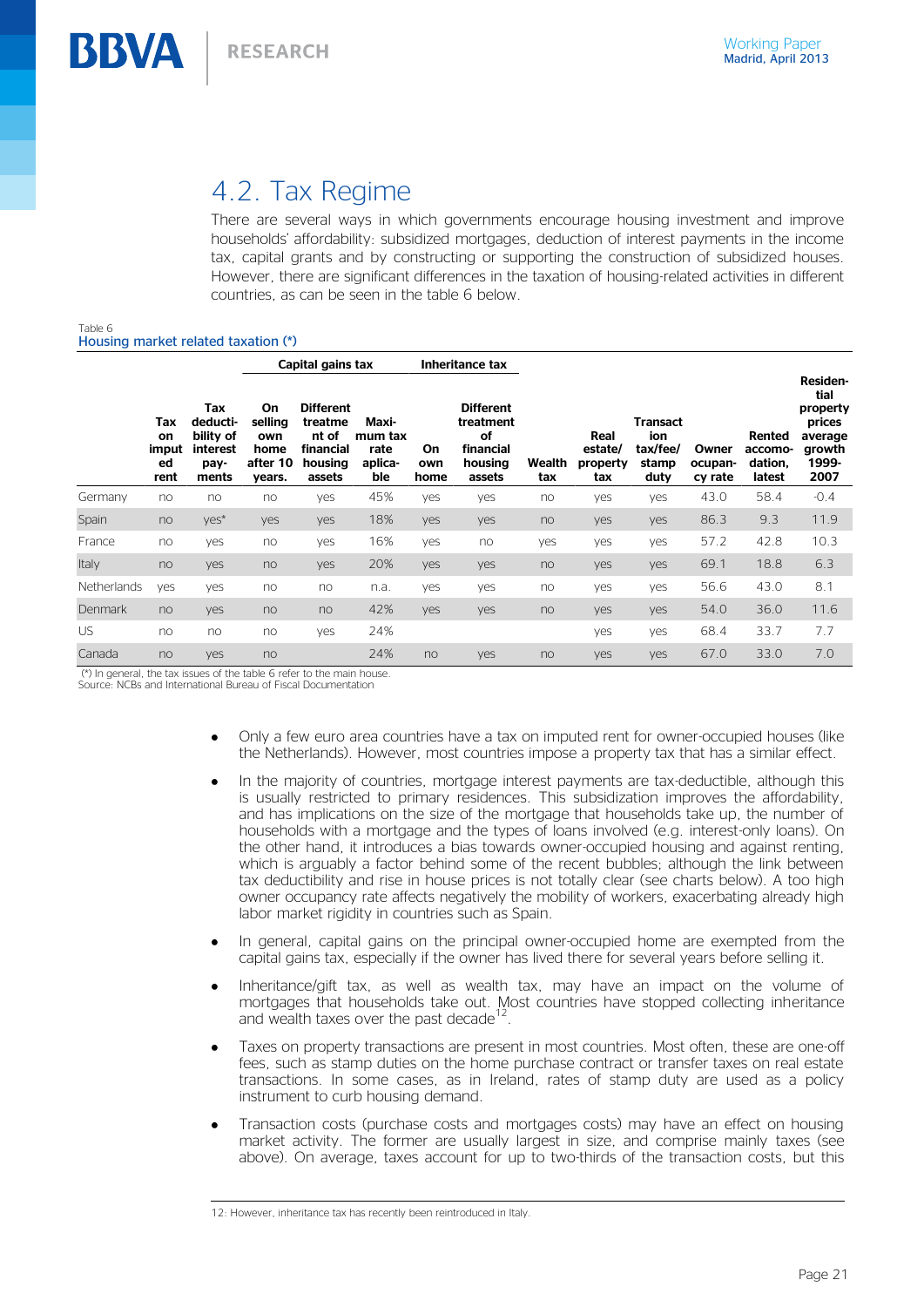## 4.2. Tax Regime

There are several ways in which governments encourage housing investment and improve households' affordability: subsidized mortgages, deduction of interest payments in the income tax, capital grants and by constructing or supporting the construction of subsidized houses. However, there are significant differences in the taxation of housing-related activities in different countries, as can be seen in the table 6 below.

Table 6
Housing market related taxation (*)

| | | | Capital gains tax | | | Inheritance tax | | | | | | | |
|---|---|---|---|---|---|---|---|---|---|---|---|---|---|
| | Tax on imputed rent | Tax deductibility of interest payments | On selling own home after 10 years. | Different treatment of financial housing assets | Maximum tax rate applicable | On own home | Different treatment of financial housing assets | Wealth tax | Real estate/ property tax | Transaction tax/fee/ stamp duty | Owner occupancy rate | Rented accommodation, latest | Residential property prices average growth 1999-2007 |
| Germany | no | no | no | yes | 45% | yes | yes | no | yes | yes | 43.0 | 58.4 | -0.4 |
| Spain | no | yes* | yes | yes | 18% | yes | yes | no | yes | yes | 86.3 | 9.3 | 11.9 |
| France | no | yes | no | yes | 16% | yes | no | yes | yes | yes | 57.2 | 42.8 | 10.3 |
| Italy | no | yes | no | yes | 20% | yes | yes | no | yes | yes | 69.1 | 18.8 | 6.3 |
| Netherlands | yes | yes | no | no | n.a. | yes | yes | no | yes | yes | 56.6 | 43.0 | 8.1 |
| Denmark | no | yes | no | no | 42% | yes | yes | no | yes | yes | 54.0 | 36.0 | 11.6 |
| US | no | no | no | yes | 24% | | | | yes | yes | 68.4 | 33.7 | 7.7 |
| Canada | no | yes | no | | 24% | no | yes | no | yes | yes | 67.0 | 33.0 | 7.0 |

(*) In general, the tax issues of the table 6 refer to the main house.
Source: NCBs and International Bureau of Fiscal Documentation

- Only a few euro area countries have a tax on imputed rent for owner-occupied houses (like the Netherlands). However, most countries impose a property tax that has a similar effect.
- In the majority of countries, mortgage interest payments are tax-deductible, although this is usually restricted to primary residences. This subsidization improves the affordability, and has implications on the size of the mortgage that households take up, the number of households with a mortgage and the types of loans involved (e.g. interest-only loans). On the other hand, it introduces a bias towards owner-occupied housing and against renting, which is arguably a factor behind some of the recent bubbles; although the link between tax deductibility and rise in house prices is not totally clear (see charts below). A too high owner occupancy rate affects negatively the mobility of workers, exacerbating already high labor market rigidity in countries such as Spain.
- In general, capital gains on the principal owner-occupied home are exempted from the capital gains tax, especially if the owner has lived there for several years before selling it.
- Inheritance/gift tax, as well as wealth tax, may have an impact on the volume of mortgages that households take out. Most countries have stopped collecting inheritance and wealth taxes over the past decade[12].
- Taxes on property transactions are present in most countries. Most often, these are one-off fees, such as stamp duties on the home purchase contract or transfer taxes on real estate transactions. In some cases, as in Ireland, rates of stamp duty are used as a policy instrument to curb housing demand.
- Transaction costs (purchase costs and mortgages costs) may have an effect on housing market activity. The former are usually largest in size, and comprise mainly taxes (see above). On average, taxes account for up to two-thirds of the transaction costs, but this

12: However, inheritance tax has recently been reintroduced in Italy.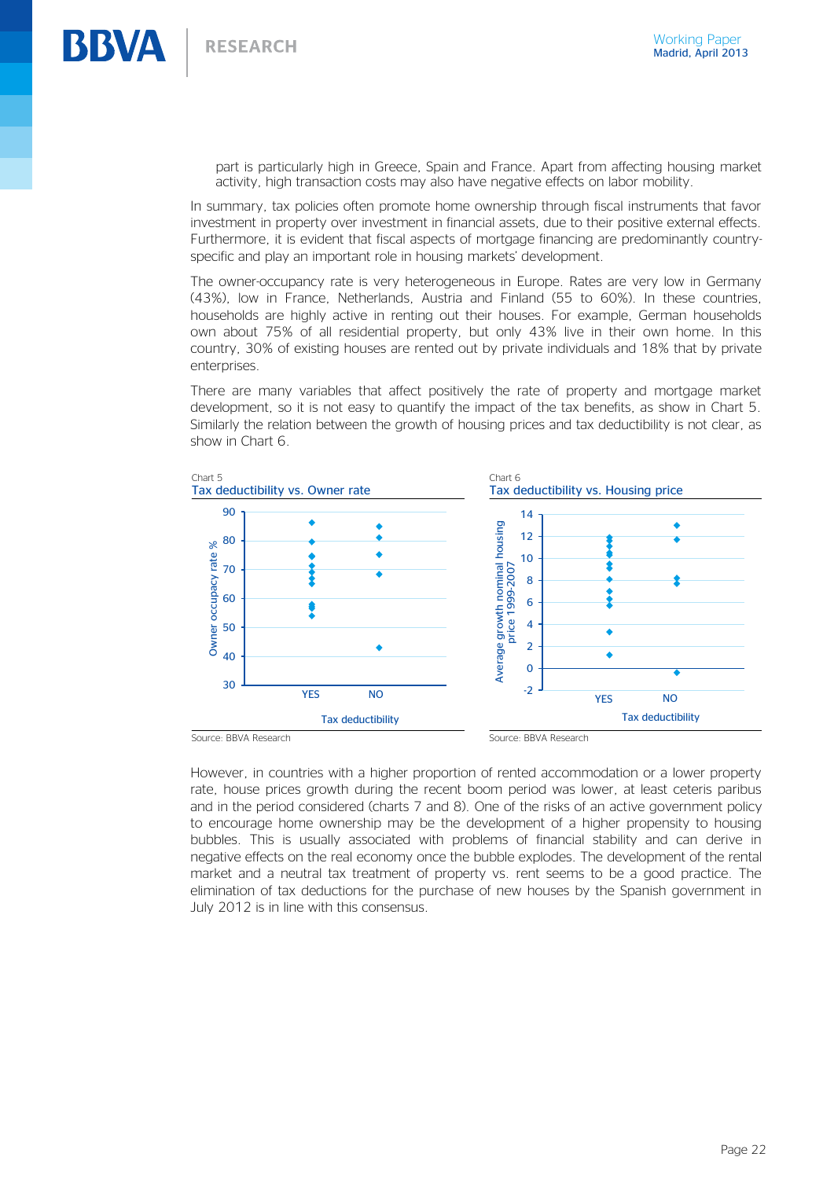part is particularly high in Greece, Spain and France. Apart from affecting housing market activity, high transaction costs may also have negative effects on labor mobility.

In summary, tax policies often promote home ownership through fiscal instruments that favor investment in property over investment in financial assets, due to their positive external effects. Furthermore, it is evident that fiscal aspects of mortgage financing are predominantly country-specific and play an important role in housing markets' development.

The owner-occupancy rate is very heterogeneous in Europe. Rates are very low in Germany (43%), low in France, Netherlands, Austria and Finland (55 to 60%). In these countries, households are highly active in renting out their houses. For example, German households own about 75% of all residential property, but only 43% live in their own home. In this country, 30% of existing houses are rented out by private individuals and 18% that by private enterprises.

There are many variables that affect positively the rate of property and mortgage market development, so it is not easy to quantify the impact of the tax benefits, as show in Chart 5. Similarly the relation between the growth of housing prices and tax deductibility is not clear, as show in Chart 6.

Chart 5
Tax deductibility vs. Owner rate

Source: BBVA Research

Chart 6
Tax deductibility vs. Housing price

Source: BBVA Research

However, in countries with a higher proportion of rented accommodation or a lower property rate, house prices growth during the recent boom period was lower, at least ceteris paribus and in the period considered (charts 7 and 8). One of the risks of an active government policy to encourage home ownership may be the development of a higher propensity to housing bubbles. This is usually associated with problems of financial stability and can derive in negative effects on the real economy once the bubble explodes. The development of the rental market and a neutral tax treatment of property vs. rent seems to be a good practice. The elimination of tax deductions for the purchase of new houses by the Spanish government in July 2012 is in line with this consensus.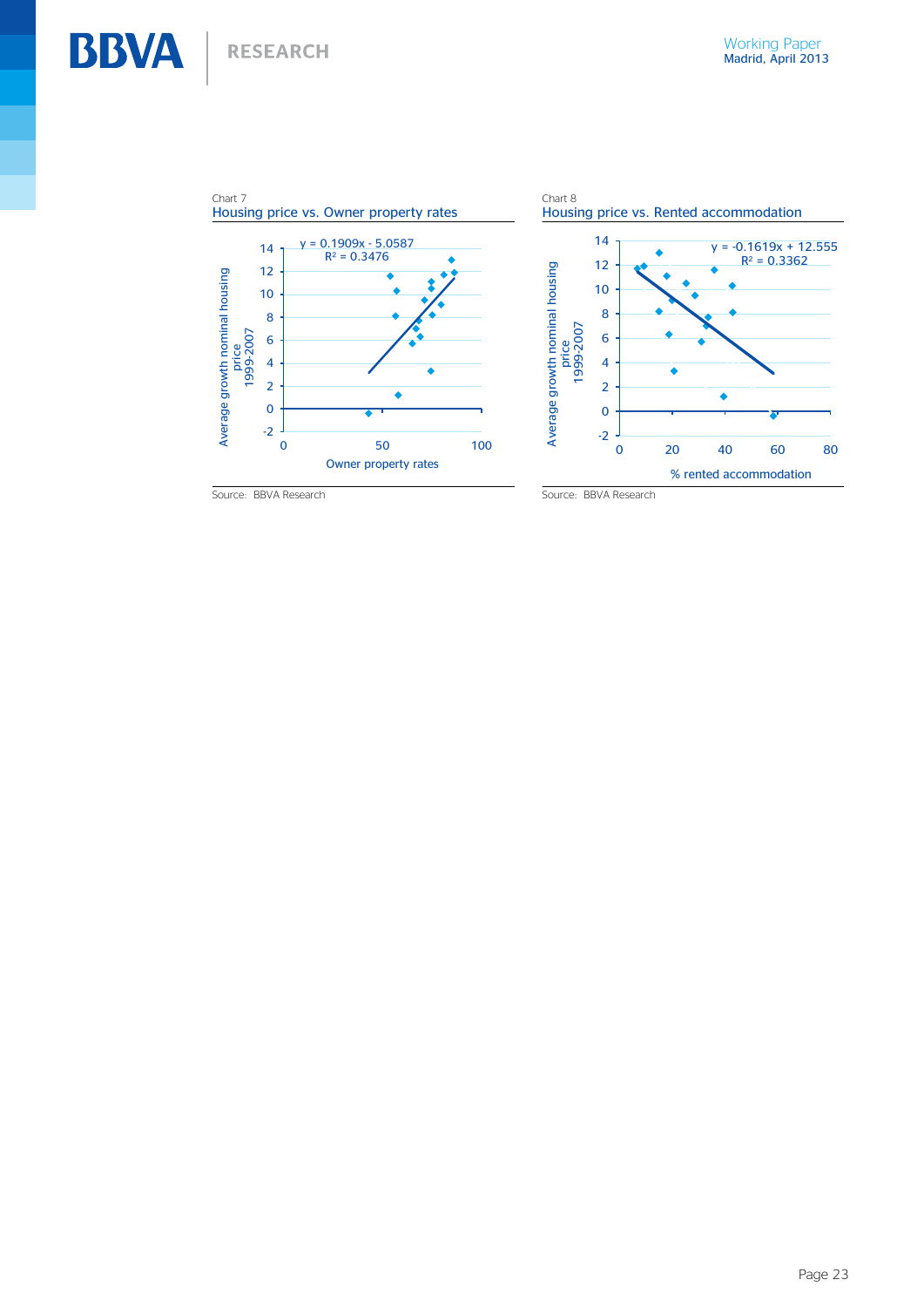Chart 7
Housing price vs. Owner property rates

$y = 0.1909x - 5.0587$
$R^2 = 0.3476$

Average growth nominal housing price 1999-2007

Owner property rates

Source: BBVA Research

Chart 8
Housing price vs. Rented accommodation

$y = -0.1619x + 12.555$
$R^2 = 0.3362$

Average growth nominal housing price 1999-2007

% rented accommodation

Source: BBVA Research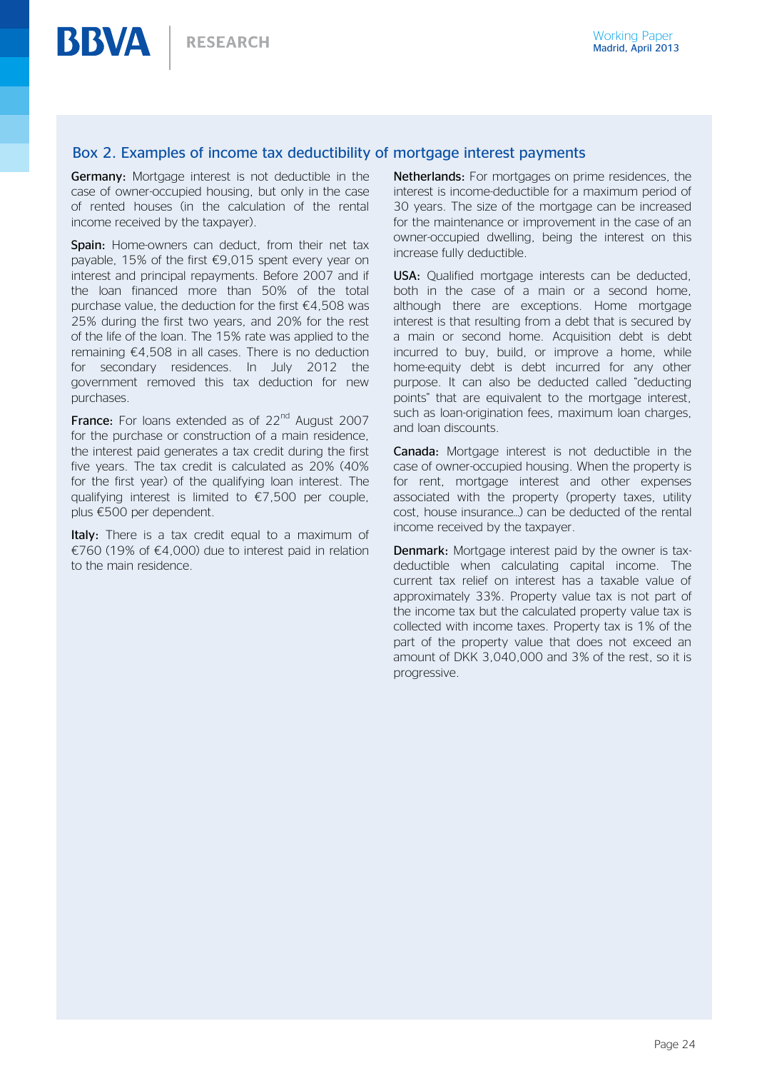## Box 2. Examples of income tax deductibility of mortgage interest payments

**Germany:** Mortgage interest is not deductible in the case of owner-occupied housing, but only in the case of rented houses (in the calculation of the rental income received by the taxpayer).

**Spain:** Home-owners can deduct, from their net tax payable, 15% of the first €9,015 spent every year on interest and principal repayments. Before 2007 and if the loan financed more than 50% of the total purchase value, the deduction for the first €4,508 was 25% during the first two years, and 20% for the rest of the life of the loan. The 15% rate was applied to the remaining €4,508 in all cases. There is no deduction for secondary residences. In July 2012 the government removed this tax deduction for new purchases.

**France:** For loans extended as of 22nd August 2007 for the purchase or construction of a main residence, the interest paid generates a tax credit during the first five years. The tax credit is calculated as 20% (40% for the first year) of the qualifying loan interest. The qualifying interest is limited to €7,500 per couple, plus €500 per dependent.

**Italy:** There is a tax credit equal to a maximum of €760 (19% of €4,000) due to interest paid in relation to the main residence.

**Netherlands:** For mortgages on prime residences, the interest is income-deductible for a maximum period of 30 years. The size of the mortgage can be increased for the maintenance or improvement in the case of an owner-occupied dwelling, being the interest on this increase fully deductible.

**USA:** Qualified mortgage interests can be deducted, both in the case of a main or a second home, although there are exceptions. Home mortgage interest is that resulting from a debt that is secured by a main or second home. Acquisition debt is debt incurred to buy, build, or improve a home, while home-equity debt is debt incurred for any other purpose. It can also be deducted called "deducting points" that are equivalent to the mortgage interest, such as loan-origination fees, maximum loan charges, and loan discounts.

**Canada:** Mortgage interest is not deductible in the case of owner-occupied housing. When the property is for rent, mortgage interest and other expenses associated with the property (property taxes, utility cost, house insurance…) can be deducted of the rental income received by the taxpayer.

**Denmark:** Mortgage interest paid by the owner is tax-deductible when calculating capital income. The current tax relief on interest has a taxable value of approximately 33%. Property value tax is not part of the income tax but the calculated property value tax is collected with income taxes. Property tax is 1% of the part of the property value that does not exceed an amount of DKK 3,040,000 and 3% of the rest, so it is progressive.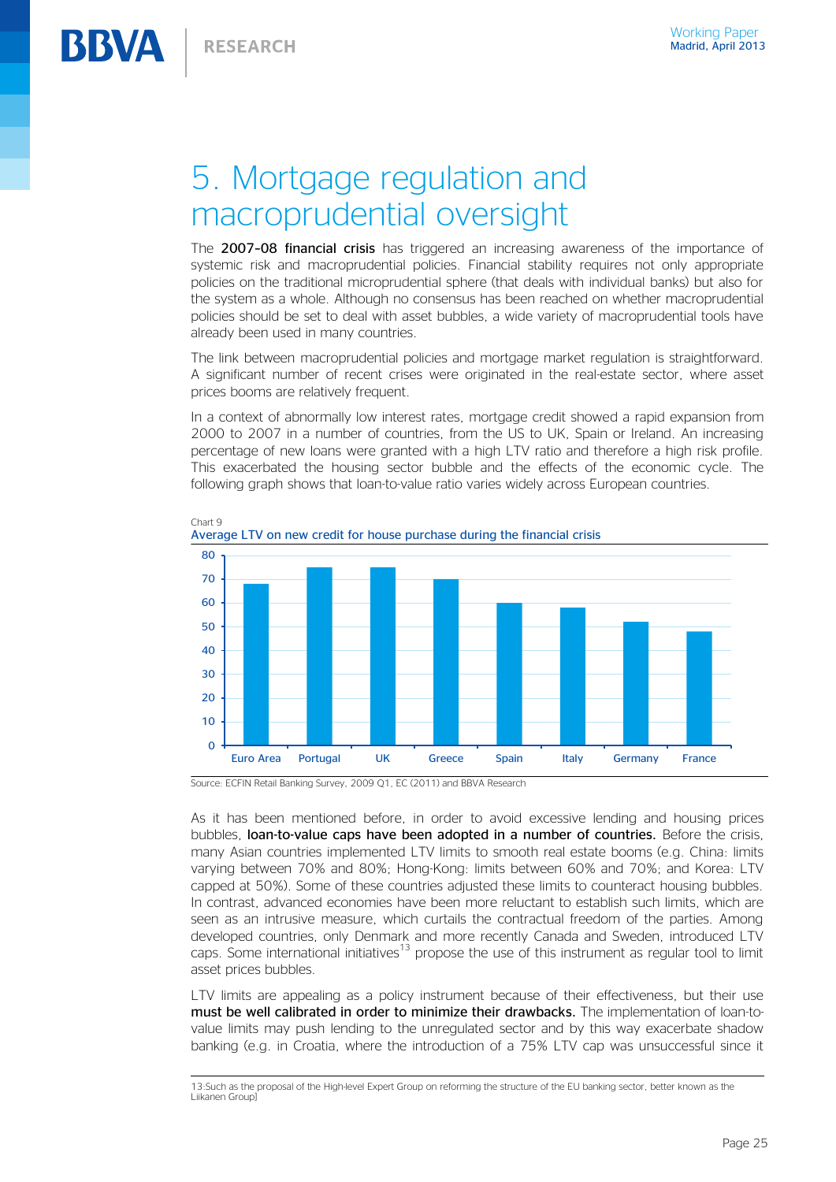# 5. Mortgage regulation and macroprudential oversight

The **2007-08 financial crisis** has triggered an increasing awareness of the importance of systemic risk and macroprudential policies. Financial stability requires not only appropriate policies on the traditional microprudential sphere (that deals with individual banks) but also for the system as a whole. Although no consensus has been reached on whether macroprudential policies should be set to deal with asset bubbles, a wide variety of macroprudential tools have already been used in many countries.

The link between macroprudential policies and mortgage market regulation is straightforward. A significant number of recent crises were originated in the real-estate sector, where asset prices booms are relatively frequent.

In a context of abnormally low interest rates, mortgage credit showed a rapid expansion from 2000 to 2007 in a number of countries, from the US to UK, Spain or Ireland. An increasing percentage of new loans were granted with a high LTV ratio and therefore a high risk profile. This exacerbated the housing sector bubble and the effects of the economic cycle. The following graph shows that loan-to-value ratio varies widely across European countries.

Chart 9

Average LTV on new credit for house purchase during the financial crisis

| Country | Average LTV |
|---|---|
| Euro Area | 68 |
| Portugal | 75 |
| UK | 75 |
| Greece | 70 |
| Spain | 60 |
| Italy | 58 |
| Germany | 52 |
| France | 48 |

Source: ECFIN Retail Banking Survey, 2009 Q1, EC (2011) and BBVA Research

As it has been mentioned before, in order to avoid excessive lending and housing prices bubbles, **loan-to-value caps have been adopted in a number of countries.** Before the crisis, many Asian countries implemented LTV limits to smooth real estate booms (e.g. China: limits varying between 70% and 80%; Hong-Kong: limits between 60% and 70%; and Korea: LTV capped at 50%). Some of these countries adjusted these limits to counteract housing bubbles. In contrast, advanced economies have been more reluctant to establish such limits, which are seen as an intrusive measure, which curtails the contractual freedom of the parties. Among developed countries, only Denmark and more recently Canada and Sweden, introduced LTV caps. Some international initiatives[13] propose the use of this instrument as regular tool to limit asset prices bubbles.

LTV limits are appealing as a policy instrument because of their effectiveness, but their use **must be well calibrated in order to minimize their drawbacks.** The implementation of loan-to-value limits may push lending to the unregulated sector and by this way exacerbate shadow banking (e.g. in Croatia, where the introduction of a 75% LTV cap was unsuccessful since it

13:Such as the proposal of the High-level Expert Group on reforming the structure of the EU banking sector, better known as the Liikanen Group]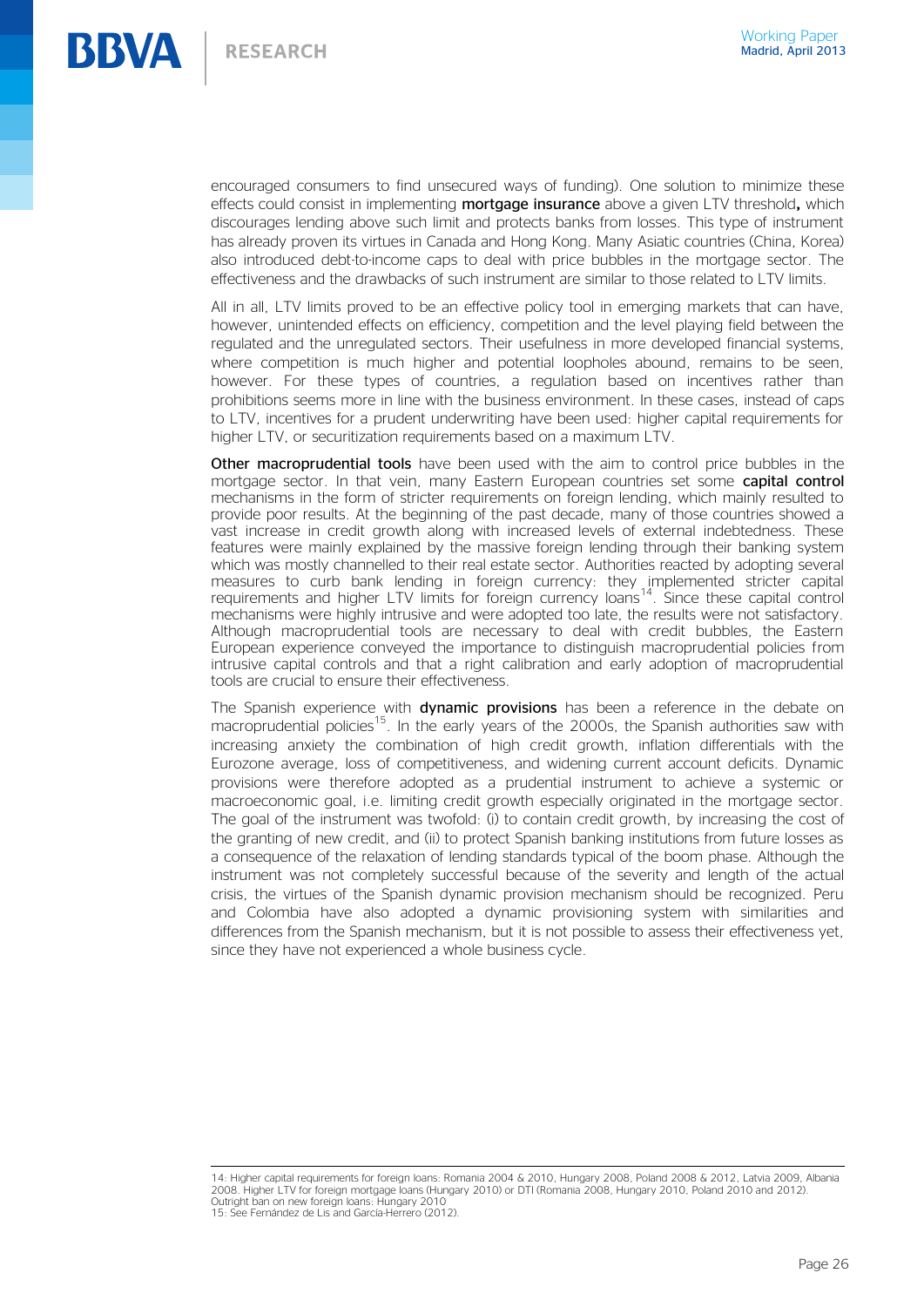encouraged consumers to find unsecured ways of funding). One solution to minimize these effects could consist in implementing **mortgage insurance** above a given LTV threshold**,** which discourages lending above such limit and protects banks from losses. This type of instrument has already proven its virtues in Canada and Hong Kong. Many Asiatic countries (China, Korea) also introduced debt-to-income caps to deal with price bubbles in the mortgage sector. The effectiveness and the drawbacks of such instrument are similar to those related to LTV limits.

All in all, LTV limits proved to be an effective policy tool in emerging markets that can have, however, unintended effects on efficiency, competition and the level playing field between the regulated and the unregulated sectors. Their usefulness in more developed financial systems, where competition is much higher and potential loopholes abound, remains to be seen, however. For these types of countries, a regulation based on incentives rather than prohibitions seems more in line with the business environment. In these cases, instead of caps to LTV, incentives for a prudent underwriting have been used: higher capital requirements for higher LTV, or securitization requirements based on a maximum LTV.

**Other macroprudential tools** have been used with the aim to control price bubbles in the mortgage sector. In that vein, many Eastern European countries set some **capital control** mechanisms in the form of stricter requirements on foreign lending, which mainly resulted to provide poor results. At the beginning of the past decade, many of those countries showed a vast increase in credit growth along with increased levels of external indebtedness. These features were mainly explained by the massive foreign lending through their banking system which was mostly channelled to their real estate sector. Authorities reacted by adopting several measures to curb bank lending in foreign currency: they implemented stricter capital requirements and higher LTV limits for foreign currency loans[14]. Since these capital control mechanisms were highly intrusive and were adopted too late, the results were not satisfactory. Although macroprudential tools are necessary to deal with credit bubbles, the Eastern European experience conveyed the importance to distinguish macroprudential policies from intrusive capital controls and that a right calibration and early adoption of macroprudential tools are crucial to ensure their effectiveness.

The Spanish experience with **dynamic provisions** has been a reference in the debate on macroprudential policies[15]. In the early years of the 2000s, the Spanish authorities saw with increasing anxiety the combination of high credit growth, inflation differentials with the Eurozone average, loss of competitiveness, and widening current account deficits. Dynamic provisions were therefore adopted as a prudential instrument to achieve a systemic or macroeconomic goal, i.e. limiting credit growth especially originated in the mortgage sector. The goal of the instrument was twofold: (i) to contain credit growth, by increasing the cost of the granting of new credit, and (ii) to protect Spanish banking institutions from future losses as a consequence of the relaxation of lending standards typical of the boom phase. Although the instrument was not completely successful because of the severity and length of the actual crisis, the virtues of the Spanish dynamic provision mechanism should be recognized. Peru and Colombia have also adopted a dynamic provisioning system with similarities and differences from the Spanish mechanism, but it is not possible to assess their effectiveness yet, since they have not experienced a whole business cycle.

---

14: Higher capital requirements for foreign loans: Romania 2004 & 2010, Hungary 2008, Poland 2008 & 2012, Latvia 2009, Albania 2008. Higher LTV for foreign mortgage loans (Hungary 2010) or DTI (Romania 2008, Hungary 2010, Poland 2010 and 2012). Outright ban on new foreign loans: Hungary 2010

15: See Fernández de Lis and García-Herrero (2012).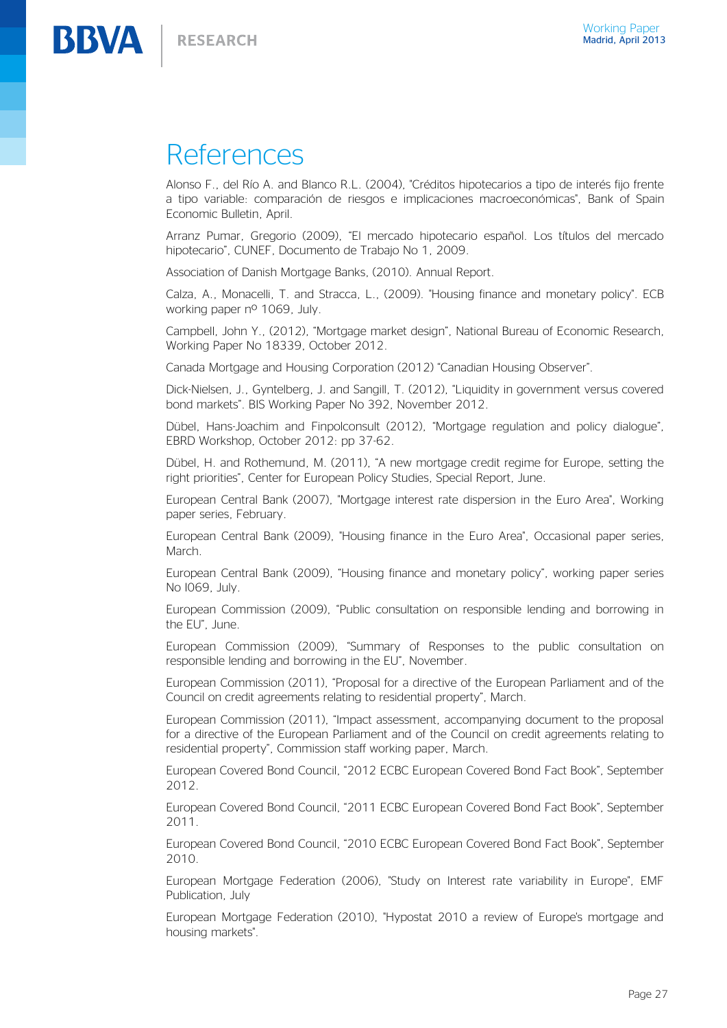# References

Alonso F., del Río A. and Blanco R.L. (2004), "Créditos hipotecarios a tipo de interés fijo frente a tipo variable: comparación de riesgos e implicaciones macroeconómicas", Bank of Spain Economic Bulletin, April.

Arranz Pumar, Gregorio (2009), "El mercado hipotecario español. Los títulos del mercado hipotecario", CUNEF, Documento de Trabajo No 1, 2009.

Association of Danish Mortgage Banks, (2010). Annual Report.

Calza, A., Monacelli, T. and Stracca, L., (2009). "Housing finance and monetary policy". ECB working paper nº 1069, July.

Campbell, John Y., (2012), "Mortgage market design", National Bureau of Economic Research, Working Paper No 18339, October 2012.

Canada Mortgage and Housing Corporation (2012) "Canadian Housing Observer".

Dick-Nielsen, J., Gyntelberg, J. and Sangill, T. (2012), "Liquidity in government versus covered bond markets". BIS Working Paper No 392, November 2012.

Dübel, Hans-Joachim and Finpolconsult (2012), "Mortgage regulation and policy dialogue", EBRD Workshop, October 2012: pp 37-62.

Dübel, H. and Rothemund, M. (2011), "A new mortgage credit regime for Europe, setting the right priorities", Center for European Policy Studies, Special Report, June.

European Central Bank (2007), "Mortgage interest rate dispersion in the Euro Area", Working paper series, February.

European Central Bank (2009), "Housing finance in the Euro Area", Occasional paper series, March.

European Central Bank (2009), "Housing finance and monetary policy", working paper series No I069, July.

European Commission (2009), "Public consultation on responsible lending and borrowing in the EU", June.

European Commission (2009), "Summary of Responses to the public consultation on responsible lending and borrowing in the EU", November.

European Commission (2011), "Proposal for a directive of the European Parliament and of the Council on credit agreements relating to residential property", March.

European Commission (2011), "Impact assessment, accompanying document to the proposal for a directive of the European Parliament and of the Council on credit agreements relating to residential property", Commission staff working paper, March.

European Covered Bond Council, "2012 ECBC European Covered Bond Fact Book", September 2012.

European Covered Bond Council, "2011 ECBC European Covered Bond Fact Book", September 2011.

European Covered Bond Council, "2010 ECBC European Covered Bond Fact Book", September 2010.

European Mortgage Federation (2006), "Study on Interest rate variability in Europe", EMF Publication, July

European Mortgage Federation (2010), "Hypostat 2010 a review of Europe's mortgage and housing markets".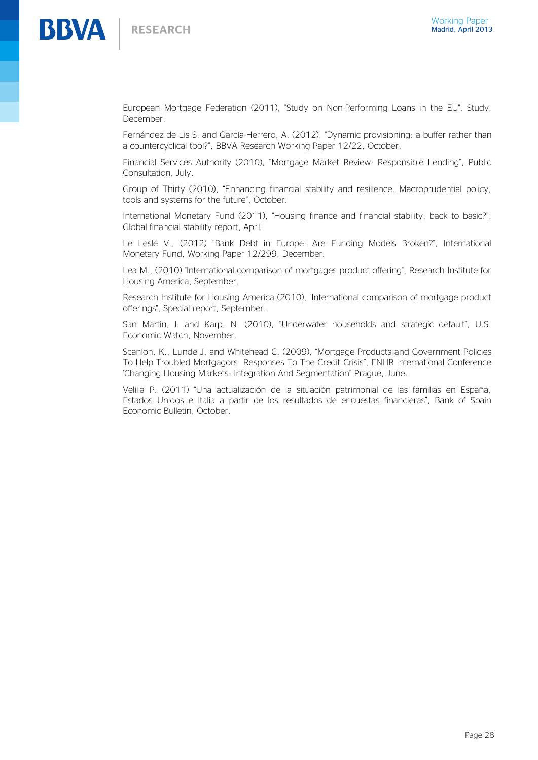European Mortgage Federation (2011), "Study on Non-Performing Loans in the EU", Study, December.

Fernández de Lis S. and García-Herrero, A. (2012), "Dynamic provisioning: a buffer rather than a countercyclical tool?", BBVA Research Working Paper 12/22, October.

Financial Services Authority (2010), "Mortgage Market Review: Responsible Lending", Public Consultation, July.

Group of Thirty (2010), "Enhancing financial stability and resilience. Macroprudential policy, tools and systems for the future", October.

International Monetary Fund (2011), "Housing finance and financial stability, back to basic?", Global financial stability report, April.

Le Leslé V., (2012) "Bank Debt in Europe: Are Funding Models Broken?", International Monetary Fund, Working Paper 12/299, December.

Lea M., (2010) "International comparison of mortgages product offering", Research Institute for Housing America, September.

Research Institute for Housing America (2010), "International comparison of mortgage product offerings", Special report, September.

San Martin, I. and Karp, N. (2010), "Underwater households and strategic default", U.S. Economic Watch, November.

Scanlon, K., Lunde J. and Whitehead C. (2009), "Mortgage Products and Government Policies To Help Troubled Mortgagors: Responses To The Credit Crisis", ENHR International Conference 'Changing Housing Markets: Integration And Segmentation" Prague, June.

Velilla P. (2011) "Una actualización de la situación patrimonial de las familias en España, Estados Unidos e Italia a partir de los resultados de encuestas financieras", Bank of Spain Economic Bulletin, October.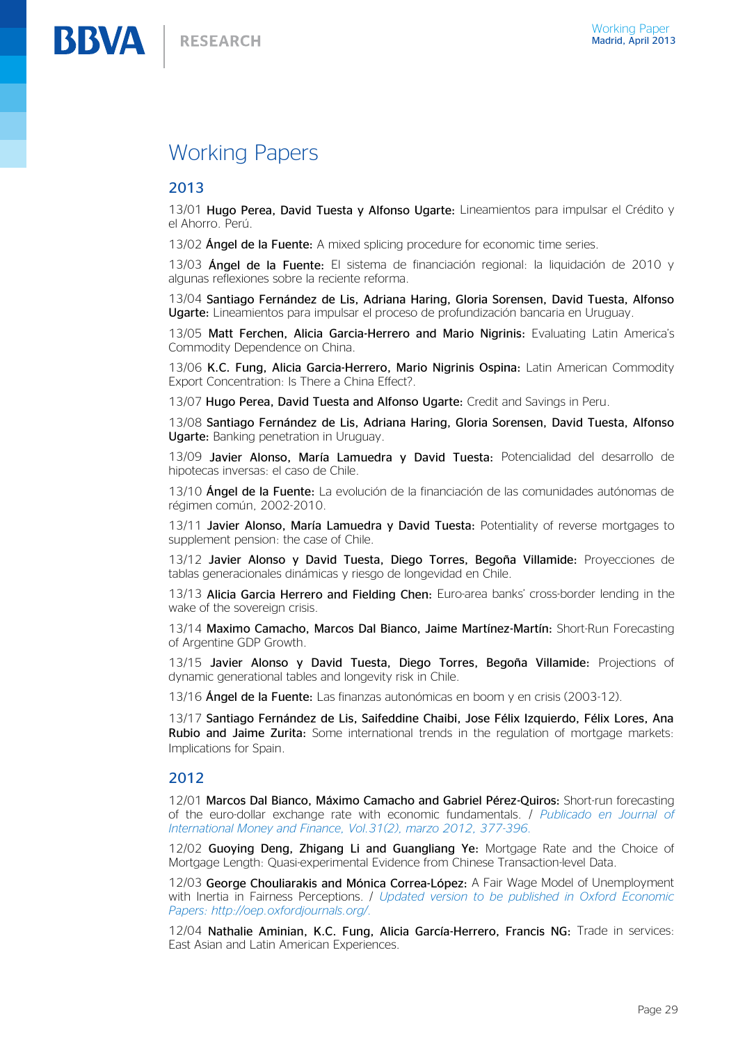# Working Papers

## 2013

13/01 **Hugo Perea, David Tuesta y Alfonso Ugarte:** Lineamientos para impulsar el Crédito y el Ahorro. Perú.

13/02 **Ángel de la Fuente:** A mixed splicing procedure for economic time series.

13/03 **Ángel de la Fuente:** El sistema de financiación regional: la liquidación de 2010 y algunas reflexiones sobre la reciente reforma.

13/04 **Santiago Fernández de Lis, Adriana Haring, Gloria Sorensen, David Tuesta, Alfonso Ugarte:** Lineamientos para impulsar el proceso de profundización bancaria en Uruguay.

13/05 **Matt Ferchen, Alicia Garcia-Herrero and Mario Nigrinis:** Evaluating Latin America's Commodity Dependence on China.

13/06 **K.C. Fung, Alicia Garcia-Herrero, Mario Nigrinis Ospina:** Latin American Commodity Export Concentration: Is There a China Effect?.

13/07 **Hugo Perea, David Tuesta and Alfonso Ugarte:** Credit and Savings in Peru.

13/08 **Santiago Fernández de Lis, Adriana Haring, Gloria Sorensen, David Tuesta, Alfonso Ugarte:** Banking penetration in Uruguay.

13/09 **Javier Alonso, María Lamuedra y David Tuesta:** Potencialidad del desarrollo de hipotecas inversas: el caso de Chile.

13/10 **Ángel de la Fuente:** La evolución de la financiación de las comunidades autónomas de régimen común, 2002-2010.

13/11 **Javier Alonso, María Lamuedra y David Tuesta:** Potentiality of reverse mortgages to supplement pension: the case of Chile.

13/12 **Javier Alonso y David Tuesta, Diego Torres, Begoña Villamide:** Proyecciones de tablas generacionales dinámicas y riesgo de longevidad en Chile.

13/13 **Alicia Garcia Herrero and Fielding Chen:** Euro-area banks' cross-border lending in the wake of the sovereign crisis.

13/14 **Maximo Camacho, Marcos Dal Bianco, Jaime Martínez-Martín:** Short-Run Forecasting of Argentine GDP Growth.

13/15 **Javier Alonso y David Tuesta, Diego Torres, Begoña Villamide:** Projections of dynamic generational tables and longevity risk in Chile.

13/16 **Ángel de la Fuente:** Las finanzas autonómicas en boom y en crisis (2003-12).

13/17 **Santiago Fernández de Lis, Saifeddine Chaibi, Jose Félix Izquierdo, Félix Lores, Ana Rubio and Jaime Zurita:** Some international trends in the regulation of mortgage markets: Implications for Spain.

## 2012

12/01 **Marcos Dal Bianco, Máximo Camacho and Gabriel Pérez-Quiros:** Short-run forecasting of the euro-dollar exchange rate with economic fundamentals. / *Publicado en Journal of International Money and Finance, Vol.31(2), marzo 2012, 377-396.*

12/02 **Guoying Deng, Zhigang Li and Guangliang Ye:** Mortgage Rate and the Choice of Mortgage Length: Quasi-experimental Evidence from Chinese Transaction-level Data.

12/03 **George Chouliarakis and Mónica Correa-López:** A Fair Wage Model of Unemployment with Inertia in Fairness Perceptions. / *Updated version to be published in Oxford Economic Papers: http://oep.oxfordjournals.org/.*

12/04 **Nathalie Aminian, K.C. Fung, Alicia García-Herrero, Francis NG:** Trade in services: East Asian and Latin American Experiences.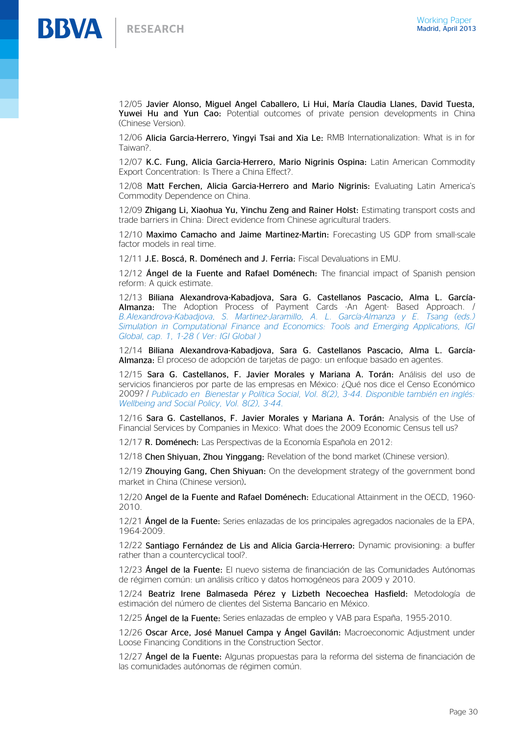12/05 **Javier Alonso, Miguel Angel Caballero, Li Hui, María Claudia Llanes, David Tuesta, Yuwei Hu and Yun Cao:** Potential outcomes of private pension developments in China (Chinese Version).

12/06 **Alicia Garcia-Herrero, Yingyi Tsai and Xia Le:** RMB Internationalization: What is in for Taiwan?.

12/07 **K.C. Fung, Alicia Garcia-Herrero, Mario Nigrinis Ospina:** Latin American Commodity Export Concentration: Is There a China Effect?.

12/08 **Matt Ferchen, Alicia Garcia-Herrero and Mario Nigrinis:** Evaluating Latin America's Commodity Dependence on China.

12/09 **Zhigang Li, Xiaohua Yu, Yinchu Zeng and Rainer Holst:** Estimating transport costs and trade barriers in China: Direct evidence from Chinese agricultural traders.

12/10 **Maximo Camacho and Jaime Martinez-Martin:** Forecasting US GDP from small-scale factor models in real time.

12/11 **J.E. Boscá, R. Doménech and J. Ferria:** Fiscal Devaluations in EMU.

12/12 **Ángel de la Fuente and Rafael Doménech:** The financial impact of Spanish pension reform: A quick estimate.

12/13 **Biliana Alexandrova-Kabadjova, Sara G. Castellanos Pascacio, Alma L. García-Almanza:** The Adoption Process of Payment Cards -An Agent- Based Approach. / *B.Alexandrova-Kabadjova, S. Martinez-Jaramillo, A. L. García-Almanza y E. Tsang (eds.) Simulation in Computational Finance and Economics: Tools and Emerging Applications, IGI Global, cap. 1, 1-28 ( Ver: IGI Global )*

12/14 **Biliana Alexandrova-Kabadjova, Sara G. Castellanos Pascacio, Alma L. García-Almanza:** El proceso de adopción de tarjetas de pago: un enfoque basado en agentes.

12/15 **Sara G. Castellanos, F. Javier Morales y Mariana A. Torán:** Análisis del uso de servicios financieros por parte de las empresas en México: ¿Qué nos dice el Censo Económico 2009? / *Publicado en Bienestar y Política Social, Vol. 8(2), 3-44. Disponible también en inglés: Wellbeing and Social Policy, Vol. 8(2), 3-44.*

12/16 **Sara G. Castellanos, F. Javier Morales y Mariana A. Torán:** Analysis of the Use of Financial Services by Companies in Mexico: What does the 2009 Economic Census tell us?

12/17 **R. Doménech:** Las Perspectivas de la Economía Española en 2012.

12/18 **Chen Shiyuan, Zhou Yinggang:** Revelation of the bond market (Chinese version).

12/19 **Zhouying Gang, Chen Shiyuan:** On the development strategy of the government bond market in China (Chinese version).

12/20 **Angel de la Fuente and Rafael Doménech:** Educational Attainment in the OECD, 1960-2010.

12/21 **Ángel de la Fuente:** Series enlazadas de los principales agregados nacionales de la EPA, 1964-2009.

12/22 **Santiago Fernández de Lis and Alicia Garcia-Herrero:** Dynamic provisioning: a buffer rather than a countercyclical tool?.

12/23 **Ángel de la Fuente:** El nuevo sistema de financiación de las Comunidades Autónomas de régimen común: un análisis crítico y datos homogéneos para 2009 y 2010.

12/24 **Beatriz Irene Balmaseda Pérez y Lizbeth Necoechea Hasfield:** Metodología de estimación del número de clientes del Sistema Bancario en México.

12/25 **Ángel de la Fuente:** Series enlazadas de empleo y VAB para España, 1955-2010.

12/26 **Oscar Arce, José Manuel Campa y Ángel Gavilán:** Macroeconomic Adjustment under Loose Financing Conditions in the Construction Sector.

12/27 **Ángel de la Fuente:** Algunas propuestas para la reforma del sistema de financiación de las comunidades autónomas de régimen común.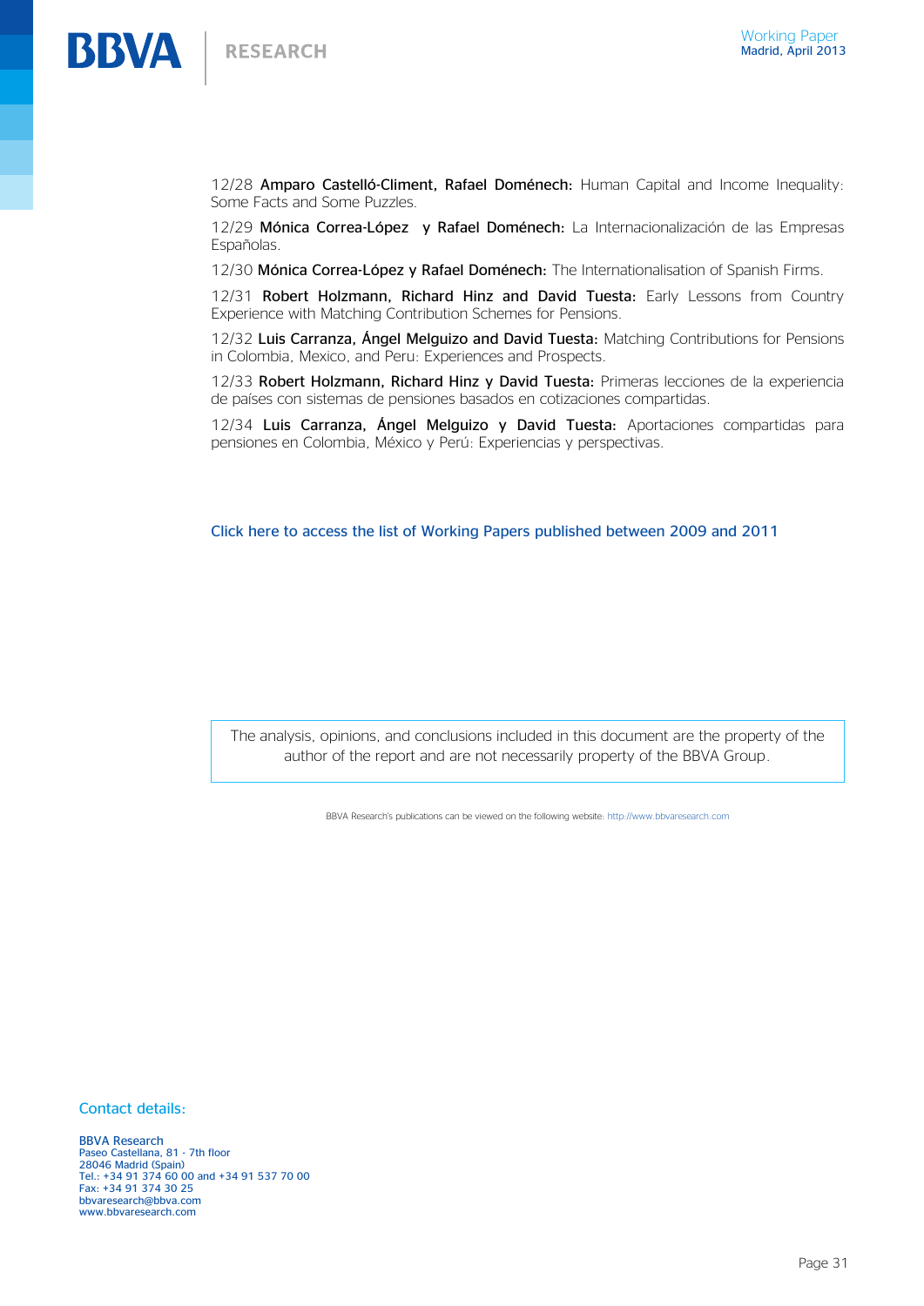12/28 **Amparo Castelló-Climent, Rafael Doménech:** Human Capital and Income Inequality: Some Facts and Some Puzzles.

12/29 **Mónica Correa-López y Rafael Doménech:** La Internacionalización de las Empresas Españolas.

12/30 **Mónica Correa-López y Rafael Doménech:** The Internationalisation of Spanish Firms.

12/31 **Robert Holzmann, Richard Hinz and David Tuesta:** Early Lessons from Country Experience with Matching Contribution Schemes for Pensions.

12/32 **Luis Carranza, Ángel Melguizo and David Tuesta:** Matching Contributions for Pensions in Colombia, Mexico, and Peru: Experiences and Prospects.

12/33 **Robert Holzmann, Richard Hinz y David Tuesta:** Primeras lecciones de la experiencia de países con sistemas de pensiones basados en cotizaciones compartidas.

12/34 **Luis Carranza, Ángel Melguizo y David Tuesta:** Aportaciones compartidas para pensiones en Colombia, México y Perú: Experiencias y perspectivas.

Click here to access the list of Working Papers published between 2009 and 2011

The analysis, opinions, and conclusions included in this document are the property of the author of the report and are not necessarily property of the BBVA Group.

BBVA Research's publications can be viewed on the following website: http://www.bbvaresearch.com

**Contact details:**

BBVA Research
Paseo Castellana, 81 - 7th floor
28046 Madrid (Spain)
Tel.: +34 91 374 60 00 and +34 91 537 70 00
Fax: +34 91 374 30 25
bbvaresearch@bbva.com
www.bbvaresearch.com